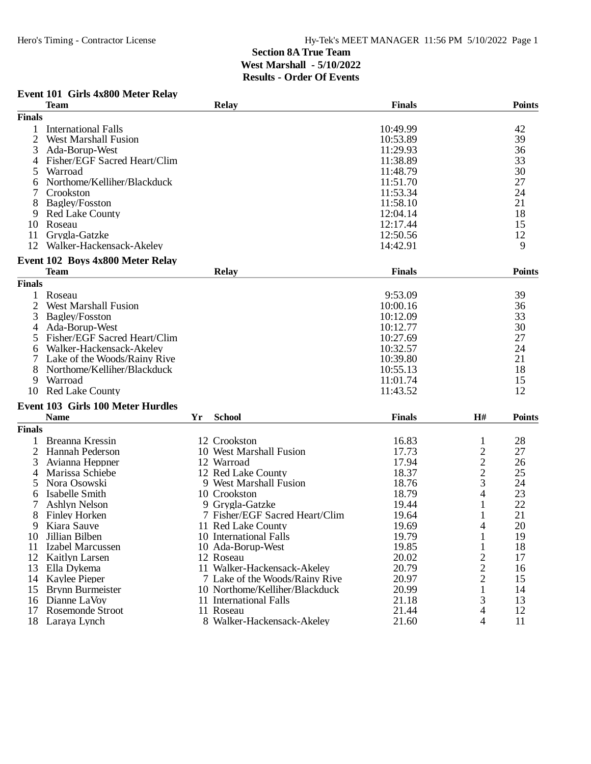## Section 8A True Team
## West Marshall - 5/10/2022
## Results - Order Of Events

### Event 101 Girls 4x800 Meter Relay

| | Team | Relay | Finals | Points |
|---|---|---|---|---|
| **Finals** | | | | |
| 1 | International Falls | | 10:49.99 | 42 |
| 2 | West Marshall Fusion | | 10:53.89 | 39 |
| 3 | Ada-Borup-West | | 11:29.93 | 36 |
| 4 | Fisher/EGF Sacred Heart/Clim | | 11:38.89 | 33 |
| 5 | Warroad | | 11:48.79 | 30 |
| 6 | Northome/Kelliher/Blackduck | | 11:51.70 | 27 |
| 7 | Crookston | | 11:53.34 | 24 |
| 8 | Bagley/Fosston | | 11:58.10 | 21 |
| 9 | Red Lake County | | 12:04.14 | 18 |
| 10 | Roseau | | 12:17.44 | 15 |
| 11 | Grygla-Gatzke | | 12:50.56 | 12 |
| 12 | Walker-Hackensack-Akeley | | 14:42.91 | 9 |

### Event 102 Boys 4x800 Meter Relay

| | Team | Relay | Finals | Points |
|---|---|---|---|---|
| **Finals** | | | | |
| 1 | Roseau | | 9:53.09 | 39 |
| 2 | West Marshall Fusion | | 10:00.16 | 36 |
| 3 | Bagley/Fosston | | 10:12.09 | 33 |
| 4 | Ada-Borup-West | | 10:12.77 | 30 |
| 5 | Fisher/EGF Sacred Heart/Clim | | 10:27.69 | 27 |
| 6 | Walker-Hackensack-Akeley | | 10:32.57 | 24 |
| 7 | Lake of the Woods/Rainy Rive | | 10:39.80 | 21 |
| 8 | Northome/Kelliher/Blackduck | | 10:55.13 | 18 |
| 9 | Warroad | | 11:01.74 | 15 |
| 10 | Red Lake County | | 11:43.52 | 12 |

### Event 103 Girls 100 Meter Hurdles

| | Name | Yr | School | Finals | H# | Points |
|---|---|---|---|---|---|---|
| **Finals** | | | | | | |
| 1 | Breanna Kressin | 12 | Crookston | 16.83 | 1 | 28 |
| 2 | Hannah Pederson | 10 | West Marshall Fusion | 17.73 | 2 | 27 |
| 3 | Avianna Heppner | 12 | Warroad | 17.94 | 2 | 26 |
| 4 | Marissa Schiebe | 12 | Red Lake County | 18.37 | 2 | 25 |
| 5 | Nora Osowski | 9 | West Marshall Fusion | 18.76 | 3 | 24 |
| 6 | Isabelle Smith | 10 | Crookston | 18.79 | 4 | 23 |
| 7 | Ashlyn Nelson | 9 | Grygla-Gatzke | 19.44 | 1 | 22 |
| 8 | Finley Horken | 7 | Fisher/EGF Sacred Heart/Clim | 19.64 | 1 | 21 |
| 9 | Kiara Sauve | 11 | Red Lake County | 19.69 | 4 | 20 |
| 10 | Jillian Bilben | 10 | International Falls | 19.79 | 1 | 19 |
| 11 | Izabel Marcussen | 10 | Ada-Borup-West | 19.85 | 1 | 18 |
| 12 | Kaitlyn Larsen | 12 | Roseau | 20.02 | 2 | 17 |
| 13 | Ella Dykema | 11 | Walker-Hackensack-Akeley | 20.79 | 2 | 16 |
| 14 | Kaylee Pieper | 7 | Lake of the Woods/Rainy Rive | 20.97 | 2 | 15 |
| 15 | Brynn Burmeister | 10 | Northome/Kelliher/Blackduck | 20.99 | 1 | 14 |
| 16 | Dianne LaVoy | 11 | International Falls | 21.18 | 3 | 13 |
| 17 | Rosemonde Stroot | 11 | Roseau | 21.44 | 4 | 12 |
| 18 | Laraya Lynch | 8 | Walker-Hackensack-Akeley | 21.60 | 4 | 11 |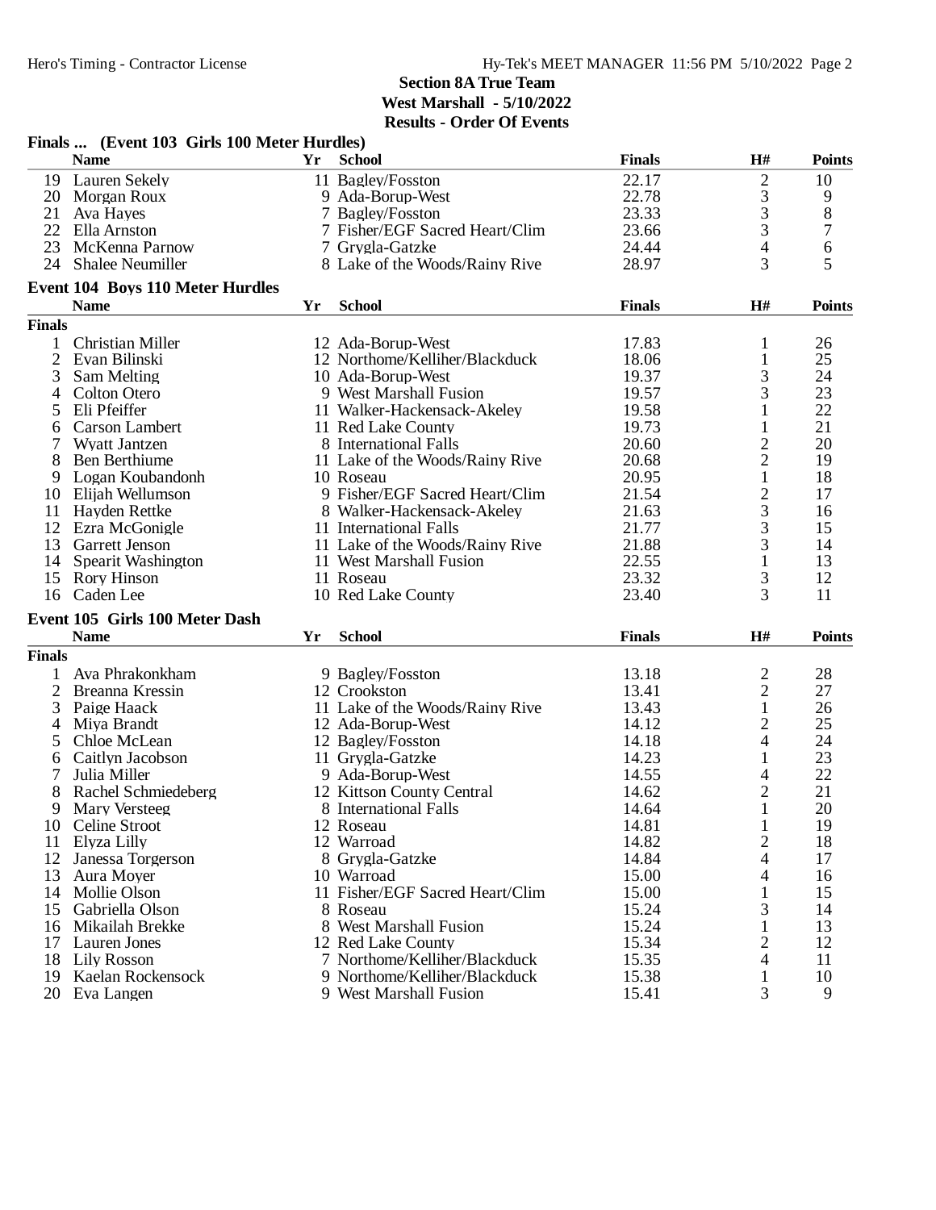## Section 8A True Team

**West Marshall - 5/10/2022**

**Results - Order Of Events**

### Finals ... (Event 103 Girls 100 Meter Hurdles)

| | Name | Yr | School | Finals | H# | Points |
|---|---|---|---|---|---|---|
| 19 | Lauren Sekely | 11 | Bagley/Fosston | 22.17 | 2 | 10 |
| 20 | Morgan Roux | 9 | Ada-Borup-West | 22.78 | 3 | 9 |
| 21 | Ava Hayes | 7 | Bagley/Fosston | 23.33 | 3 | 8 |
| 22 | Ella Arnston | 7 | Fisher/EGF Sacred Heart/Clim | 23.66 | 3 | 7 |
| 23 | McKenna Parnow | 7 | Grygla-Gatzke | 24.44 | 4 | 6 |
| 24 | Shalee Neumiller | 8 | Lake of the Woods/Rainy Rive | 28.97 | 3 | 5 |

### Event 104 Boys 110 Meter Hurdles

**Finals**

| | Name | Yr | School | Finals | H# | Points |
|---|---|---|---|---|---|---|
| 1 | Christian Miller | 12 | Ada-Borup-West | 17.83 | 1 | 26 |
| 2 | Evan Bilinski | 12 | Northome/Kelliher/Blackduck | 18.06 | 1 | 25 |
| 3 | Sam Melting | 10 | Ada-Borup-West | 19.37 | 3 | 24 |
| 4 | Colton Otero | 9 | West Marshall Fusion | 19.57 | 3 | 23 |
| 5 | Eli Pfeiffer | 11 | Walker-Hackensack-Akeley | 19.58 | 1 | 22 |
| 6 | Carson Lambert | 11 | Red Lake County | 19.73 | 1 | 21 |
| 7 | Wyatt Jantzen | 8 | International Falls | 20.60 | 2 | 20 |
| 8 | Ben Berthiume | 11 | Lake of the Woods/Rainy Rive | 20.68 | 2 | 19 |
| 9 | Logan Koubandonh | 10 | Roseau | 20.95 | 1 | 18 |
| 10 | Elijah Wellumson | 9 | Fisher/EGF Sacred Heart/Clim | 21.54 | 2 | 17 |
| 11 | Hayden Rettke | 8 | Walker-Hackensack-Akeley | 21.63 | 3 | 16 |
| 12 | Ezra McGonigle | 11 | International Falls | 21.77 | 3 | 15 |
| 13 | Garrett Jenson | 11 | Lake of the Woods/Rainy Rive | 21.88 | 3 | 14 |
| 14 | Spearit Washington | 11 | West Marshall Fusion | 22.55 | 1 | 13 |
| 15 | Rory Hinson | 11 | Roseau | 23.32 | 3 | 12 |
| 16 | Caden Lee | 10 | Red Lake County | 23.40 | 3 | 11 |

### Event 105 Girls 100 Meter Dash

**Finals**

| | Name | Yr | School | Finals | H# | Points |
|---|---|---|---|---|---|---|
| 1 | Ava Phrakonkham | 9 | Bagley/Fosston | 13.18 | 2 | 28 |
| 2 | Breanna Kressin | 12 | Crookston | 13.41 | 2 | 27 |
| 3 | Paige Haack | 11 | Lake of the Woods/Rainy Rive | 13.43 | 1 | 26 |
| 4 | Miya Brandt | 12 | Ada-Borup-West | 14.12 | 2 | 25 |
| 5 | Chloe McLean | 12 | Bagley/Fosston | 14.18 | 4 | 24 |
| 6 | Caitlyn Jacobson | 11 | Grygla-Gatzke | 14.23 | 1 | 23 |
| 7 | Julia Miller | 9 | Ada-Borup-West | 14.55 | 4 | 22 |
| 8 | Rachel Schmiedeberg | 12 | Kittson County Central | 14.62 | 2 | 21 |
| 9 | Mary Versteeg | 8 | International Falls | 14.64 | 1 | 20 |
| 10 | Celine Stroot | 12 | Roseau | 14.81 | 1 | 19 |
| 11 | Elyza Lilly | 12 | Warroad | 14.82 | 2 | 18 |
| 12 | Janessa Torgerson | 8 | Grygla-Gatzke | 14.84 | 4 | 17 |
| 13 | Aura Moyer | 10 | Warroad | 15.00 | 4 | 16 |
| 14 | Mollie Olson | 11 | Fisher/EGF Sacred Heart/Clim | 15.00 | 1 | 15 |
| 15 | Gabriella Olson | 8 | Roseau | 15.24 | 3 | 14 |
| 16 | Mikailah Brekke | 8 | West Marshall Fusion | 15.24 | 1 | 13 |
| 17 | Lauren Jones | 12 | Red Lake County | 15.34 | 2 | 12 |
| 18 | Lily Rosson | 7 | Northome/Kelliher/Blackduck | 15.35 | 4 | 11 |
| 19 | Kaelan Rockensock | 9 | Northome/Kelliher/Blackduck | 15.38 | 1 | 10 |
| 20 | Eva Langen | 9 | West Marshall Fusion | 15.41 | 3 | 9 |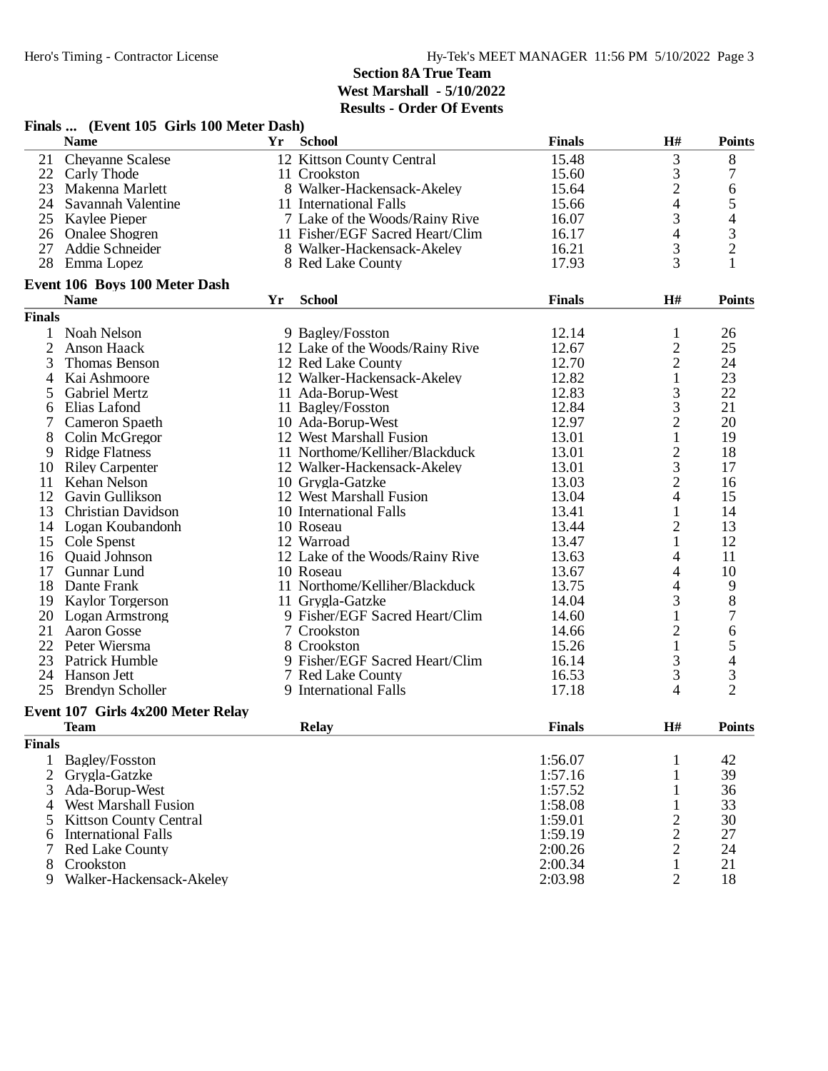## Section 8A True Team
## West Marshall - 5/10/2022
## Results - Order Of Events

### Finals ... (Event 105 Girls 100 Meter Dash)

| | Name | Yr | School | Finals | H# | Points |
|---|---|---|---|---|---|---|
| 21 | Cheyanne Scalese | 12 | Kittson County Central | 15.48 | 3 | 8 |
| 22 | Carly Thode | 11 | Crookston | 15.60 | 3 | 7 |
| 23 | Makenna Marlett | 8 | Walker-Hackensack-Akeley | 15.64 | 2 | 6 |
| 24 | Savannah Valentine | 11 | International Falls | 15.66 | 4 | 5 |
| 25 | Kaylee Pieper | 7 | Lake of the Woods/Rainy Rive | 16.07 | 3 | 4 |
| 26 | Onalee Shogren | 11 | Fisher/EGF Sacred Heart/Clim | 16.17 | 4 | 3 |
| 27 | Addie Schneider | 8 | Walker-Hackensack-Akeley | 16.21 | 3 | 2 |
| 28 | Emma Lopez | 8 | Red Lake County | 17.93 | 3 | 1 |

### Event 106 Boys 100 Meter Dash

| | Name | Yr | School | Finals | H# | Points |
|---|---|---|---|---|---|---|
| **Finals** | | | | | | |
| 1 | Noah Nelson | 9 | Bagley/Fosston | 12.14 | 1 | 26 |
| 2 | Anson Haack | 12 | Lake of the Woods/Rainy Rive | 12.67 | 2 | 25 |
| 3 | Thomas Benson | 12 | Red Lake County | 12.70 | 2 | 24 |
| 4 | Kai Ashmoore | 12 | Walker-Hackensack-Akeley | 12.82 | 1 | 23 |
| 5 | Gabriel Mertz | 11 | Ada-Borup-West | 12.83 | 3 | 22 |
| 6 | Elias Lafond | 11 | Bagley/Fosston | 12.84 | 3 | 21 |
| 7 | Cameron Spaeth | 10 | Ada-Borup-West | 12.97 | 2 | 20 |
| 8 | Colin McGregor | 12 | West Marshall Fusion | 13.01 | 1 | 19 |
| 9 | Ridge Flatness | 11 | Northome/Kelliher/Blackduck | 13.01 | 2 | 18 |
| 10 | Riley Carpenter | 12 | Walker-Hackensack-Akeley | 13.01 | 3 | 17 |
| 11 | Kehan Nelson | 10 | Grygla-Gatzke | 13.03 | 2 | 16 |
| 12 | Gavin Gullikson | 12 | West Marshall Fusion | 13.04 | 4 | 15 |
| 13 | Christian Davidson | 10 | International Falls | 13.41 | 1 | 14 |
| 14 | Logan Koubandonh | 10 | Roseau | 13.44 | 2 | 13 |
| 15 | Cole Spenst | 12 | Warroad | 13.47 | 1 | 12 |
| 16 | Quaid Johnson | 12 | Lake of the Woods/Rainy Rive | 13.63 | 4 | 11 |
| 17 | Gunnar Lund | 10 | Roseau | 13.67 | 4 | 10 |
| 18 | Dante Frank | 11 | Northome/Kelliher/Blackduck | 13.75 | 4 | 9 |
| 19 | Kaylor Torgerson | 11 | Grygla-Gatzke | 14.04 | 3 | 8 |
| 20 | Logan Armstrong | 9 | Fisher/EGF Sacred Heart/Clim | 14.60 | 1 | 7 |
| 21 | Aaron Gosse | 7 | Crookston | 14.66 | 2 | 6 |
| 22 | Peter Wiersma | 8 | Crookston | 15.26 | 1 | 5 |
| 23 | Patrick Humble | 9 | Fisher/EGF Sacred Heart/Clim | 16.14 | 3 | 4 |
| 24 | Hanson Jett | 7 | Red Lake County | 16.53 | 3 | 3 |
| 25 | Brendyn Scholler | 9 | International Falls | 17.18 | 4 | 2 |

### Event 107 Girls 4x200 Meter Relay

| | Team | Relay | Finals | H# | Points |
|---|---|---|---|---|---|
| **Finals** | | | | | |
| 1 | Bagley/Fosston | | 1:56.07 | 1 | 42 |
| 2 | Grygla-Gatzke | | 1:57.16 | 1 | 39 |
| 3 | Ada-Borup-West | | 1:57.52 | 1 | 36 |
| 4 | West Marshall Fusion | | 1:58.08 | 1 | 33 |
| 5 | Kittson County Central | | 1:59.01 | 2 | 30 |
| 6 | International Falls | | 1:59.19 | 2 | 27 |
| 7 | Red Lake County | | 2:00.26 | 2 | 24 |
| 8 | Crookston | | 2:00.34 | 1 | 21 |
| 9 | Walker-Hackensack-Akeley | | 2:03.98 | 2 | 18 |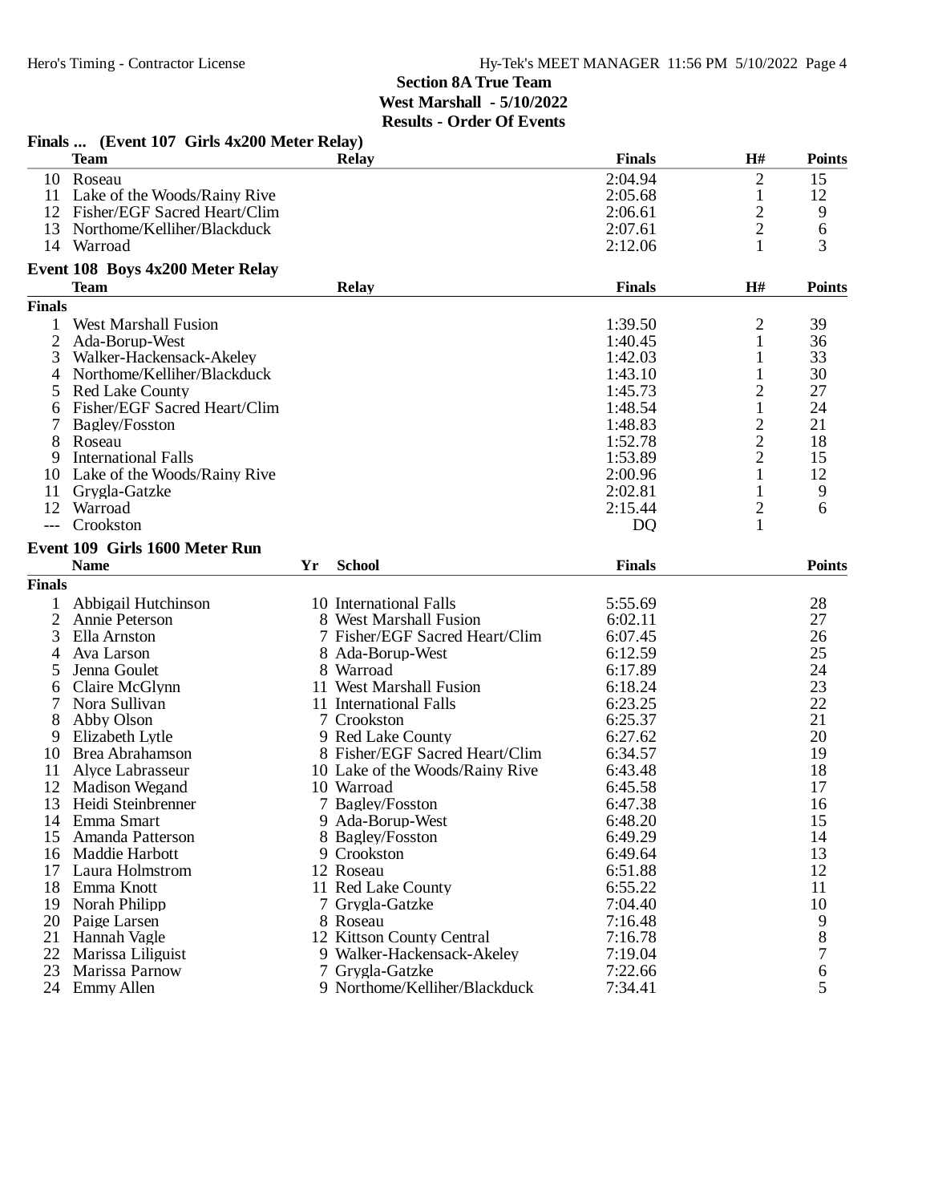## Section 8A True Team
### West Marshall - 5/10/2022
### Results - Order Of Events

**Finals ... (Event 107 Girls 4x200 Meter Relay)**

| | Team | Relay | Finals | H# | Points |
|---|---|---|---|---|---|
| 10 | Roseau | | 2:04.94 | 2 | 15 |
| 11 | Lake of the Woods/Rainy Rive | | 2:05.68 | 1 | 12 |
| 12 | Fisher/EGF Sacred Heart/Clim | | 2:06.61 | 2 | 9 |
| 13 | Northome/Kelliher/Blackduck | | 2:07.61 | 2 | 6 |
| 14 | Warroad | | 2:12.06 | 1 | 3 |

**Event 108 Boys 4x200 Meter Relay**

| | Team | Relay | Finals | H# | Points |
|---|---|---|---|---|---|
| **Finals** | | | | | |
| 1 | West Marshall Fusion | | 1:39.50 | 2 | 39 |
| 2 | Ada-Borup-West | | 1:40.45 | 1 | 36 |
| 3 | Walker-Hackensack-Akeley | | 1:42.03 | 1 | 33 |
| 4 | Northome/Kelliher/Blackduck | | 1:43.10 | 1 | 30 |
| 5 | Red Lake County | | 1:45.73 | 2 | 27 |
| 6 | Fisher/EGF Sacred Heart/Clim | | 1:48.54 | 1 | 24 |
| 7 | Bagley/Fosston | | 1:48.83 | 2 | 21 |
| 8 | Roseau | | 1:52.78 | 2 | 18 |
| 9 | International Falls | | 1:53.89 | 2 | 15 |
| 10 | Lake of the Woods/Rainy Rive | | 2:00.96 | 1 | 12 |
| 11 | Grygla-Gatzke | | 2:02.81 | 1 | 9 |
| 12 | Warroad | | 2:15.44 | 2 | 6 |
| --- | Crookston | | DQ | 1 | |

**Event 109 Girls 1600 Meter Run**

| | Name | Yr | School | Finals | Points |
|---|---|---|---|---|---|
| **Finals** | | | | | |
| 1 | Abbigail Hutchinson | 10 | International Falls | 5:55.69 | 28 |
| 2 | Annie Peterson | 8 | West Marshall Fusion | 6:02.11 | 27 |
| 3 | Ella Arnston | 7 | Fisher/EGF Sacred Heart/Clim | 6:07.45 | 26 |
| 4 | Ava Larson | 8 | Ada-Borup-West | 6:12.59 | 25 |
| 5 | Jenna Goulet | 8 | Warroad | 6:17.89 | 24 |
| 6 | Claire McGlynn | 11 | West Marshall Fusion | 6:18.24 | 23 |
| 7 | Nora Sullivan | 11 | International Falls | 6:23.25 | 22 |
| 8 | Abby Olson | 7 | Crookston | 6:25.37 | 21 |
| 9 | Elizabeth Lytle | 9 | Red Lake County | 6:27.62 | 20 |
| 10 | Brea Abrahamson | 8 | Fisher/EGF Sacred Heart/Clim | 6:34.57 | 19 |
| 11 | Alyce Labrasseur | 10 | Lake of the Woods/Rainy Rive | 6:43.48 | 18 |
| 12 | Madison Wegand | 10 | Warroad | 6:45.58 | 17 |
| 13 | Heidi Steinbrenner | 7 | Bagley/Fosston | 6:47.38 | 16 |
| 14 | Emma Smart | 9 | Ada-Borup-West | 6:48.20 | 15 |
| 15 | Amanda Patterson | 8 | Bagley/Fosston | 6:49.29 | 14 |
| 16 | Maddie Harbott | 9 | Crookston | 6:49.64 | 13 |
| 17 | Laura Holmstrom | 12 | Roseau | 6:51.88 | 12 |
| 18 | Emma Knott | 11 | Red Lake County | 6:55.22 | 11 |
| 19 | Norah Philipp | 7 | Grygla-Gatzke | 7:04.40 | 10 |
| 20 | Paige Larsen | 8 | Roseau | 7:16.48 | 9 |
| 21 | Hannah Vagle | 12 | Kittson County Central | 7:16.78 | 8 |
| 22 | Marissa Liliguist | 9 | Walker-Hackensack-Akeley | 7:19.04 | 7 |
| 23 | Marissa Parnow | 7 | Grygla-Gatzke | 7:22.66 | 6 |
| 24 | Emmy Allen | 9 | Northome/Kelliher/Blackduck | 7:34.41 | 5 |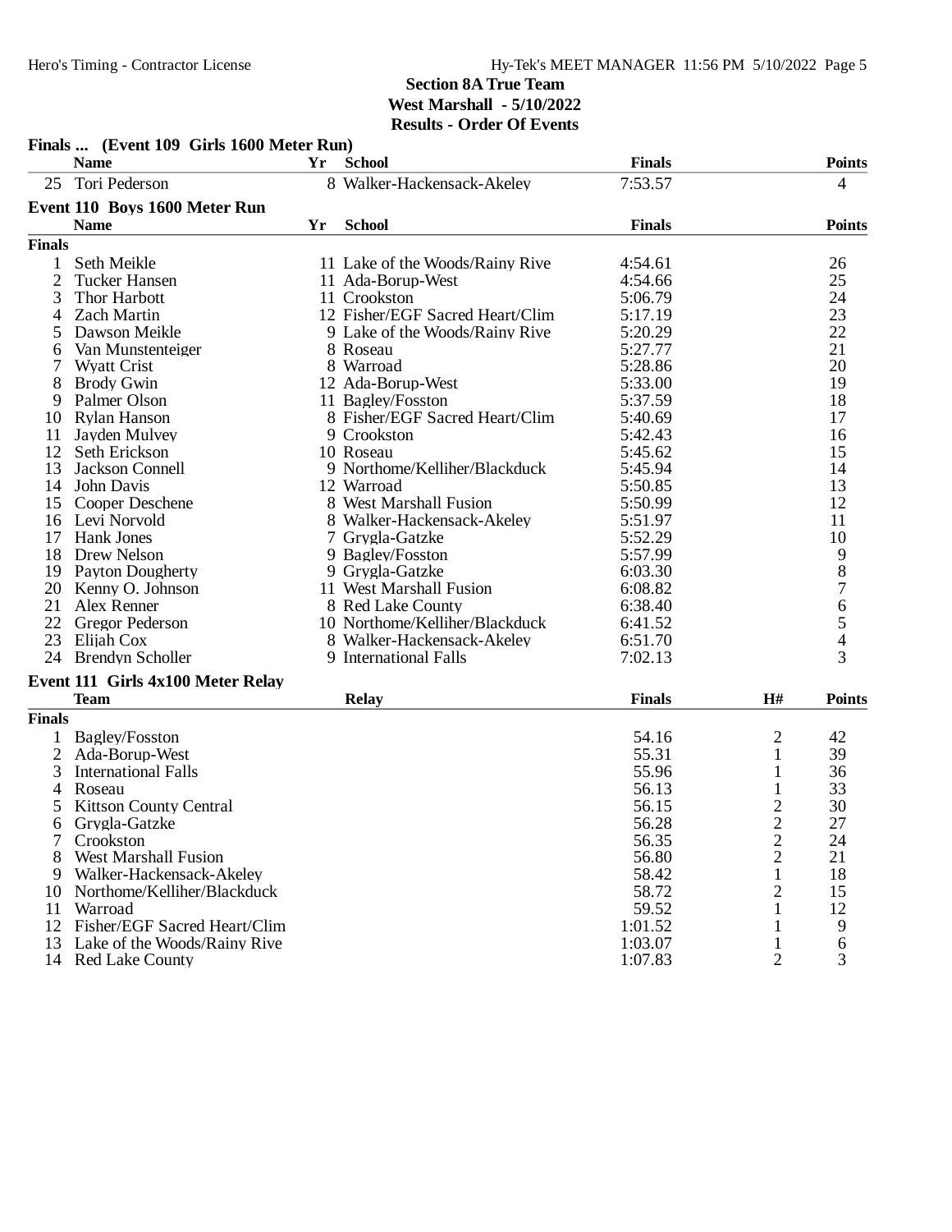**Section 8A True Team**
**West Marshall - 5/10/2022**
**Results - Order Of Events**

### Finals ... (Event 109 Girls 1600 Meter Run)

| | Name | Yr | School | Finals | Points |
|---|---|---|---|---|---|
| 25 | Tori Pederson | 8 | Walker-Hackensack-Akeley | 7:53.57 | 4 |

### Event 110 Boys 1600 Meter Run

| | Name | Yr | School | Finals | Points |
|---|---|---|---|---|---|
| **Finals** | | | | | |
| 1 | Seth Meikle | 11 | Lake of the Woods/Rainy Rive | 4:54.61 | 26 |
| 2 | Tucker Hansen | 11 | Ada-Borup-West | 4:54.66 | 25 |
| 3 | Thor Harbott | 11 | Crookston | 5:06.79 | 24 |
| 4 | Zach Martin | 12 | Fisher/EGF Sacred Heart/Clim | 5:17.19 | 23 |
| 5 | Dawson Meikle | 9 | Lake of the Woods/Rainy Rive | 5:20.29 | 22 |
| 6 | Van Munstenteiger | 8 | Roseau | 5:27.77 | 21 |
| 7 | Wyatt Crist | 8 | Warroad | 5:28.86 | 20 |
| 8 | Brody Gwin | 12 | Ada-Borup-West | 5:33.00 | 19 |
| 9 | Palmer Olson | 11 | Bagley/Fosston | 5:37.59 | 18 |
| 10 | Rylan Hanson | 8 | Fisher/EGF Sacred Heart/Clim | 5:40.69 | 17 |
| 11 | Jayden Mulvey | 9 | Crookston | 5:42.43 | 16 |
| 12 | Seth Erickson | 10 | Roseau | 5:45.62 | 15 |
| 13 | Jackson Connell | 9 | Northome/Kelliher/Blackduck | 5:45.94 | 14 |
| 14 | John Davis | 12 | Warroad | 5:50.85 | 13 |
| 15 | Cooper Deschene | 8 | West Marshall Fusion | 5:50.99 | 12 |
| 16 | Levi Norvold | 8 | Walker-Hackensack-Akeley | 5:51.97 | 11 |
| 17 | Hank Jones | 7 | Grygla-Gatzke | 5:52.29 | 10 |
| 18 | Drew Nelson | 9 | Bagley/Fosston | 5:57.99 | 9 |
| 19 | Payton Dougherty | 9 | Grygla-Gatzke | 6:03.30 | 8 |
| 20 | Kenny O. Johnson | 11 | West Marshall Fusion | 6:08.82 | 7 |
| 21 | Alex Renner | 8 | Red Lake County | 6:38.40 | 6 |
| 22 | Gregor Pederson | 10 | Northome/Kelliher/Blackduck | 6:41.52 | 5 |
| 23 | Elijah Cox | 8 | Walker-Hackensack-Akeley | 6:51.70 | 4 |
| 24 | Brendyn Scholler | 9 | International Falls | 7:02.13 | 3 |

### Event 111 Girls 4x100 Meter Relay

| | Team | Relay | Finals | H# | Points |
|---|---|---|---|---|---|
| **Finals** | | | | | |
| 1 | Bagley/Fosston | | 54.16 | 2 | 42 |
| 2 | Ada-Borup-West | | 55.31 | 1 | 39 |
| 3 | International Falls | | 55.96 | 1 | 36 |
| 4 | Roseau | | 56.13 | 1 | 33 |
| 5 | Kittson County Central | | 56.15 | 2 | 30 |
| 6 | Grygla-Gatzke | | 56.28 | 2 | 27 |
| 7 | Crookston | | 56.35 | 2 | 24 |
| 8 | West Marshall Fusion | | 56.80 | 2 | 21 |
| 9 | Walker-Hackensack-Akeley | | 58.42 | 1 | 18 |
| 10 | Northome/Kelliher/Blackduck | | 58.72 | 2 | 15 |
| 11 | Warroad | | 59.52 | 1 | 12 |
| 12 | Fisher/EGF Sacred Heart/Clim | | 1:01.52 | 1 | 9 |
| 13 | Lake of the Woods/Rainy Rive | | 1:03.07 | 1 | 6 |
| 14 | Red Lake County | | 1:07.83 | 2 | 3 |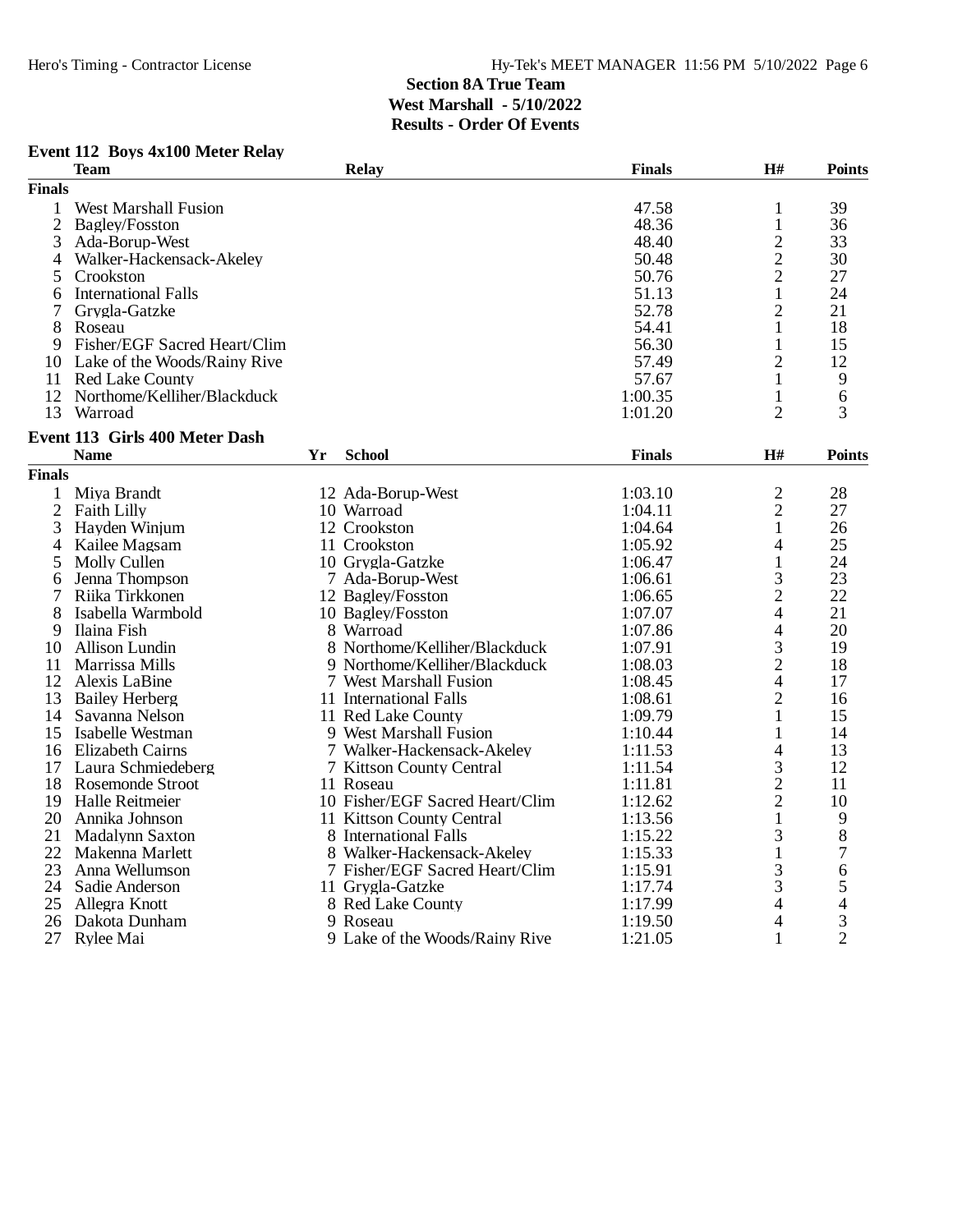## Section 8A True Team
### West Marshall - 5/10/2022
### Results - Order Of Events

**Event 112 Boys 4x100 Meter Relay**

| | Team | Relay | Finals | H# | Points |
|---|---|---|---|---|---|
| **Finals** | | | | | |
| 1 | West Marshall Fusion | | 47.58 | 1 | 39 |
| 2 | Bagley/Fosston | | 48.36 | 1 | 36 |
| 3 | Ada-Borup-West | | 48.40 | 2 | 33 |
| 4 | Walker-Hackensack-Akeley | | 50.48 | 2 | 30 |
| 5 | Crookston | | 50.76 | 2 | 27 |
| 6 | International Falls | | 51.13 | 1 | 24 |
| 7 | Grygla-Gatzke | | 52.78 | 2 | 21 |
| 8 | Roseau | | 54.41 | 1 | 18 |
| 9 | Fisher/EGF Sacred Heart/Clim | | 56.30 | 1 | 15 |
| 10 | Lake of the Woods/Rainy Rive | | 57.49 | 2 | 12 |
| 11 | Red Lake County | | 57.67 | 1 | 9 |
| 12 | Northome/Kelliher/Blackduck | | 1:00.35 | 1 | 6 |
| 13 | Warroad | | 1:01.20 | 2 | 3 |

**Event 113 Girls 400 Meter Dash**

| | Name | Yr | School | Finals | H# | Points |
|---|---|---|---|---|---|---|
| **Finals** | | | | | | |
| 1 | Miya Brandt | 12 | Ada-Borup-West | 1:03.10 | 2 | 28 |
| 2 | Faith Lilly | 10 | Warroad | 1:04.11 | 2 | 27 |
| 3 | Hayden Winjum | 12 | Crookston | 1:04.64 | 1 | 26 |
| 4 | Kailee Magsam | 11 | Crookston | 1:05.92 | 4 | 25 |
| 5 | Molly Cullen | 10 | Grygla-Gatzke | 1:06.47 | 1 | 24 |
| 6 | Jenna Thompson | 7 | Ada-Borup-West | 1:06.61 | 3 | 23 |
| 7 | Riika Tirkkonen | 12 | Bagley/Fosston | 1:06.65 | 2 | 22 |
| 8 | Isabella Warmbold | 10 | Bagley/Fosston | 1:07.07 | 4 | 21 |
| 9 | Ilaina Fish | 8 | Warroad | 1:07.86 | 4 | 20 |
| 10 | Allison Lundin | 8 | Northome/Kelliher/Blackduck | 1:07.91 | 3 | 19 |
| 11 | Marrissa Mills | 9 | Northome/Kelliher/Blackduck | 1:08.03 | 2 | 18 |
| 12 | Alexis LaBine | 7 | West Marshall Fusion | 1:08.45 | 4 | 17 |
| 13 | Bailey Herberg | 11 | International Falls | 1:08.61 | 2 | 16 |
| 14 | Savanna Nelson | 11 | Red Lake County | 1:09.79 | 1 | 15 |
| 15 | Isabelle Westman | 9 | West Marshall Fusion | 1:10.44 | 1 | 14 |
| 16 | Elizabeth Cairns | 7 | Walker-Hackensack-Akeley | 1:11.53 | 4 | 13 |
| 17 | Laura Schmiedeberg | 7 | Kittson County Central | 1:11.54 | 3 | 12 |
| 18 | Rosemonde Stroot | 11 | Roseau | 1:11.81 | 2 | 11 |
| 19 | Halle Reitmeier | 10 | Fisher/EGF Sacred Heart/Clim | 1:12.62 | 2 | 10 |
| 20 | Annika Johnson | 11 | Kittson County Central | 1:13.56 | 1 | 9 |
| 21 | Madalynn Saxton | 8 | International Falls | 1:15.22 | 3 | 8 |
| 22 | Makenna Marlett | 8 | Walker-Hackensack-Akeley | 1:15.33 | 1 | 7 |
| 23 | Anna Wellumson | 7 | Fisher/EGF Sacred Heart/Clim | 1:15.91 | 3 | 6 |
| 24 | Sadie Anderson | 11 | Grygla-Gatzke | 1:17.74 | 3 | 5 |
| 25 | Allegra Knott | 8 | Red Lake County | 1:17.99 | 4 | 4 |
| 26 | Dakota Dunham | 9 | Roseau | 1:19.50 | 4 | 3 |
| 27 | Rylee Mai | 9 | Lake of the Woods/Rainy Rive | 1:21.05 | 1 | 2 |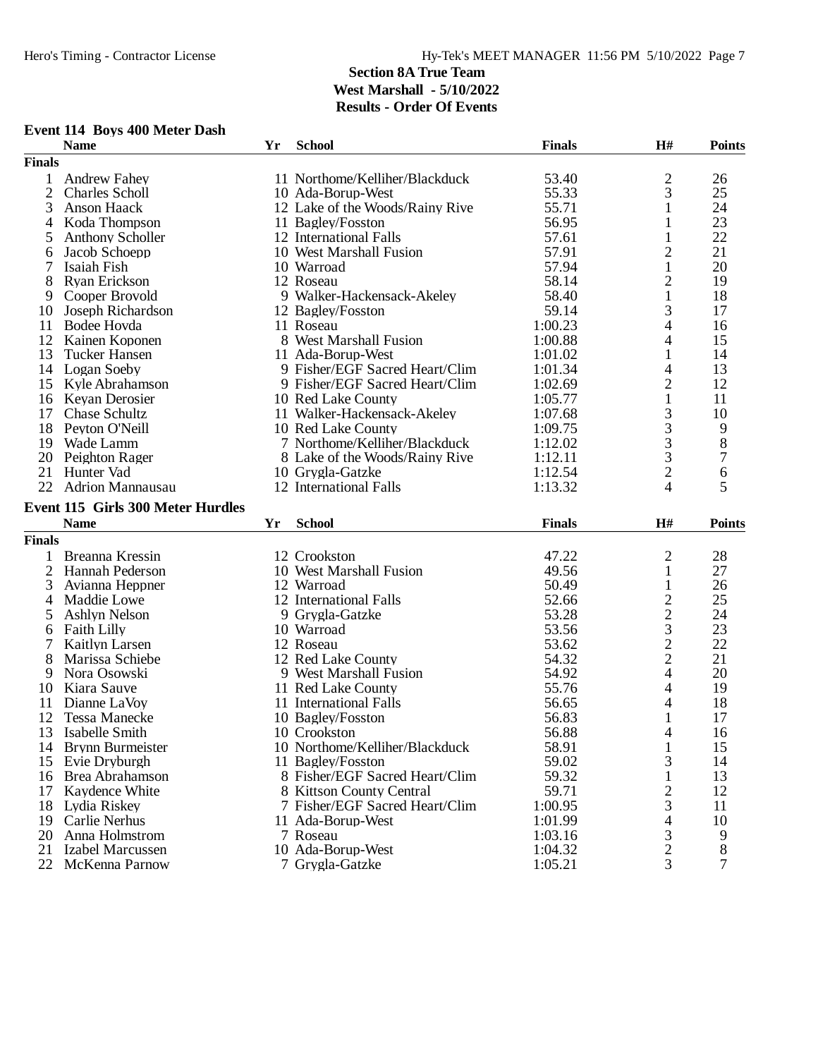## Section 8A True Team
## West Marshall - 5/10/2022
## Results - Order Of Events

### Event 114 Boys 400 Meter Dash

| | Name | Yr | School | Finals | H# | Points |
|---|---|---|---|---|---|---|
| **Finals** | | | | | | |
| 1 | Andrew Fahey | 11 | Northome/Kelliher/Blackduck | 53.40 | 2 | 26 |
| 2 | Charles Scholl | 10 | Ada-Borup-West | 55.33 | 3 | 25 |
| 3 | Anson Haack | 12 | Lake of the Woods/Rainy Rive | 55.71 | 1 | 24 |
| 4 | Koda Thompson | 11 | Bagley/Fosston | 56.95 | 1 | 23 |
| 5 | Anthony Scholler | 12 | International Falls | 57.61 | 1 | 22 |
| 6 | Jacob Schoepp | 10 | West Marshall Fusion | 57.91 | 2 | 21 |
| 7 | Isaiah Fish | 10 | Warroad | 57.94 | 1 | 20 |
| 8 | Ryan Erickson | 12 | Roseau | 58.14 | 2 | 19 |
| 9 | Cooper Brovold | 9 | Walker-Hackensack-Akeley | 58.40 | 1 | 18 |
| 10 | Joseph Richardson | 12 | Bagley/Fosston | 59.14 | 3 | 17 |
| 11 | Bodee Hovda | 11 | Roseau | 1:00.23 | 4 | 16 |
| 12 | Kainen Koponen | 8 | West Marshall Fusion | 1:00.88 | 4 | 15 |
| 13 | Tucker Hansen | 11 | Ada-Borup-West | 1:01.02 | 1 | 14 |
| 14 | Logan Soeby | 9 | Fisher/EGF Sacred Heart/Clim | 1:01.34 | 4 | 13 |
| 15 | Kyle Abrahamson | 9 | Fisher/EGF Sacred Heart/Clim | 1:02.69 | 2 | 12 |
| 16 | Keyan Derosier | 10 | Red Lake County | 1:05.77 | 1 | 11 |
| 17 | Chase Schultz | 11 | Walker-Hackensack-Akeley | 1:07.68 | 3 | 10 |
| 18 | Peyton O'Neill | 10 | Red Lake County | 1:09.75 | 3 | 9 |
| 19 | Wade Lamm | 7 | Northome/Kelliher/Blackduck | 1:12.02 | 3 | 8 |
| 20 | Peighton Rager | 8 | Lake of the Woods/Rainy Rive | 1:12.11 | 3 | 7 |
| 21 | Hunter Vad | 10 | Grygla-Gatzke | 1:12.54 | 2 | 6 |
| 22 | Adrion Mannausau | 12 | International Falls | 1:13.32 | 4 | 5 |

### Event 115 Girls 300 Meter Hurdles

| | Name | Yr | School | Finals | H# | Points |
|---|---|---|---|---|---|---|
| **Finals** | | | | | | |
| 1 | Breanna Kressin | 12 | Crookston | 47.22 | 2 | 28 |
| 2 | Hannah Pederson | 10 | West Marshall Fusion | 49.56 | 1 | 27 |
| 3 | Avianna Heppner | 12 | Warroad | 50.49 | 1 | 26 |
| 4 | Maddie Lowe | 12 | International Falls | 52.66 | 2 | 25 |
| 5 | Ashlyn Nelson | 9 | Grygla-Gatzke | 53.28 | 2 | 24 |
| 6 | Faith Lilly | 10 | Warroad | 53.56 | 3 | 23 |
| 7 | Kaitlyn Larsen | 12 | Roseau | 53.62 | 2 | 22 |
| 8 | Marissa Schiebe | 12 | Red Lake County | 54.32 | 2 | 21 |
| 9 | Nora Osowski | 9 | West Marshall Fusion | 54.92 | 4 | 20 |
| 10 | Kiara Sauve | 11 | Red Lake County | 55.76 | 4 | 19 |
| 11 | Dianne LaVoy | 11 | International Falls | 56.65 | 4 | 18 |
| 12 | Tessa Manecke | 10 | Bagley/Fosston | 56.83 | 1 | 17 |
| 13 | Isabelle Smith | 10 | Crookston | 56.88 | 4 | 16 |
| 14 | Brynn Burmeister | 10 | Northome/Kelliher/Blackduck | 58.91 | 1 | 15 |
| 15 | Evie Dryburgh | 11 | Bagley/Fosston | 59.02 | 3 | 14 |
| 16 | Brea Abrahamson | 8 | Fisher/EGF Sacred Heart/Clim | 59.32 | 1 | 13 |
| 17 | Kaydence White | 8 | Kittson County Central | 59.71 | 2 | 12 |
| 18 | Lydia Riskey | 7 | Fisher/EGF Sacred Heart/Clim | 1:00.95 | 3 | 11 |
| 19 | Carlie Nerhus | 11 | Ada-Borup-West | 1:01.99 | 4 | 10 |
| 20 | Anna Holmstrom | 7 | Roseau | 1:03.16 | 3 | 9 |
| 21 | Izabel Marcussen | 10 | Ada-Borup-West | 1:04.32 | 2 | 8 |
| 22 | McKenna Parnow | 7 | Grygla-Gatzke | 1:05.21 | 3 | 7 |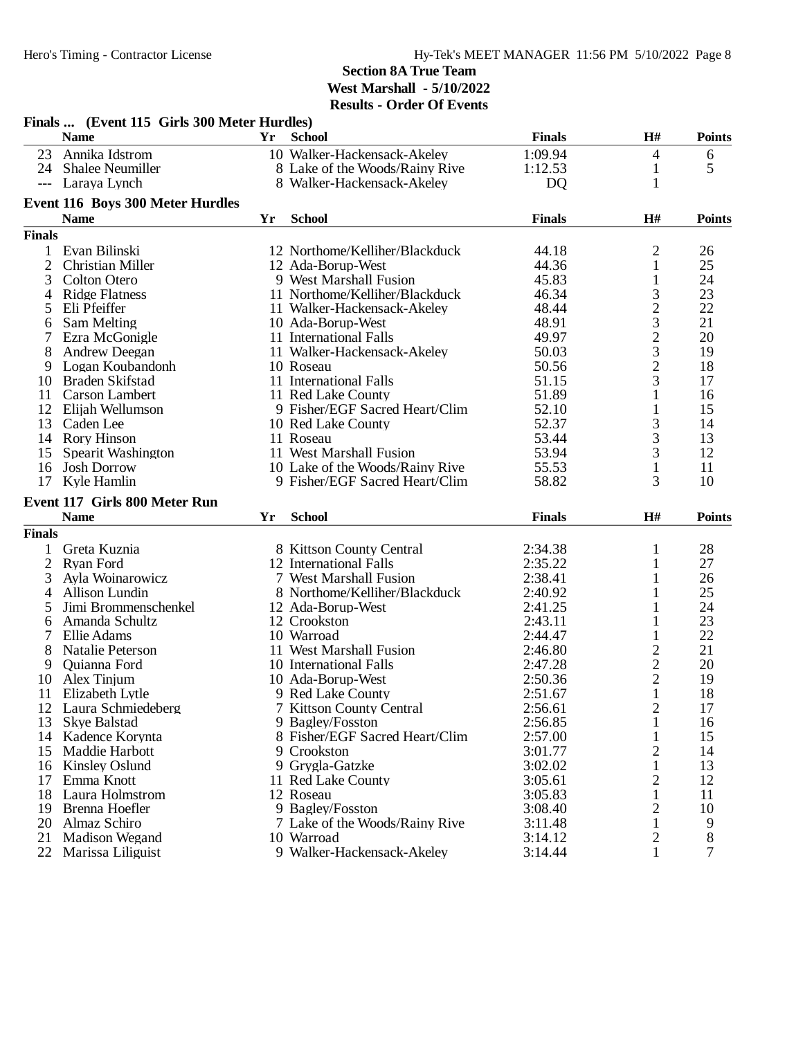**Section 8A True Team**
**West Marshall - 5/10/2022**
**Results - Order Of Events**

### Finals ... (Event 115 Girls 300 Meter Hurdles)

| | Name | Yr | School | Finals | H# | Points |
|---|---|---|---|---|---|---|
| 23 | Annika Idstrom | 10 | Walker-Hackensack-Akeley | 1:09.94 | 4 | 6 |
| 24 | Shalee Neumiller | 8 | Lake of the Woods/Rainy Rive | 1:12.53 | 1 | 5 |
| --- | Laraya Lynch | 8 | Walker-Hackensack-Akeley | DQ | 1 | |

### Event 116 Boys 300 Meter Hurdles

| | Name | Yr | School | Finals | H# | Points |
|---|---|---|---|---|---|---|
| **Finals** | | | | | | |
| 1 | Evan Bilinski | 12 | Northome/Kelliher/Blackduck | 44.18 | 2 | 26 |
| 2 | Christian Miller | 12 | Ada-Borup-West | 44.36 | 1 | 25 |
| 3 | Colton Otero | 9 | West Marshall Fusion | 45.83 | 1 | 24 |
| 4 | Ridge Flatness | 11 | Northome/Kelliher/Blackduck | 46.34 | 3 | 23 |
| 5 | Eli Pfeiffer | 11 | Walker-Hackensack-Akeley | 48.44 | 2 | 22 |
| 6 | Sam Melting | 10 | Ada-Borup-West | 48.91 | 3 | 21 |
| 7 | Ezra McGonigle | 11 | International Falls | 49.97 | 2 | 20 |
| 8 | Andrew Deegan | 11 | Walker-Hackensack-Akeley | 50.03 | 3 | 19 |
| 9 | Logan Koubandonh | 10 | Roseau | 50.56 | 2 | 18 |
| 10 | Braden Skifstad | 11 | International Falls | 51.15 | 3 | 17 |
| 11 | Carson Lambert | 11 | Red Lake County | 51.89 | 1 | 16 |
| 12 | Elijah Wellumson | 9 | Fisher/EGF Sacred Heart/Clim | 52.10 | 1 | 15 |
| 13 | Caden Lee | 10 | Red Lake County | 52.37 | 3 | 14 |
| 14 | Rory Hinson | 11 | Roseau | 53.44 | 3 | 13 |
| 15 | Spearit Washington | 11 | West Marshall Fusion | 53.94 | 3 | 12 |
| 16 | Josh Dorrow | 10 | Lake of the Woods/Rainy Rive | 55.53 | 1 | 11 |
| 17 | Kyle Hamlin | 9 | Fisher/EGF Sacred Heart/Clim | 58.82 | 3 | 10 |

### Event 117 Girls 800 Meter Run

| | Name | Yr | School | Finals | H# | Points |
|---|---|---|---|---|---|---|
| **Finals** | | | | | | |
| 1 | Greta Kuznia | 8 | Kittson County Central | 2:34.38 | 1 | 28 |
| 2 | Ryan Ford | 12 | International Falls | 2:35.22 | 1 | 27 |
| 3 | Ayla Woinarowicz | 7 | West Marshall Fusion | 2:38.41 | 1 | 26 |
| 4 | Allison Lundin | 8 | Northome/Kelliher/Blackduck | 2:40.92 | 1 | 25 |
| 5 | Jimi Brommenschenkel | 12 | Ada-Borup-West | 2:41.25 | 1 | 24 |
| 6 | Amanda Schultz | 12 | Crookston | 2:43.11 | 1 | 23 |
| 7 | Ellie Adams | 10 | Warroad | 2:44.47 | 1 | 22 |
| 8 | Natalie Peterson | 11 | West Marshall Fusion | 2:46.80 | 2 | 21 |
| 9 | Quianna Ford | 10 | International Falls | 2:47.28 | 2 | 20 |
| 10 | Alex Tinjum | 10 | Ada-Borup-West | 2:50.36 | 2 | 19 |
| 11 | Elizabeth Lytle | 9 | Red Lake County | 2:51.67 | 1 | 18 |
| 12 | Laura Schmiedeberg | 7 | Kittson County Central | 2:56.61 | 2 | 17 |
| 13 | Skye Balstad | 9 | Bagley/Fosston | 2:56.85 | 1 | 16 |
| 14 | Kadence Korynta | 8 | Fisher/EGF Sacred Heart/Clim | 2:57.00 | 1 | 15 |
| 15 | Maddie Harbott | 9 | Crookston | 3:01.77 | 2 | 14 |
| 16 | Kinsley Oslund | 9 | Grygla-Gatzke | 3:02.02 | 1 | 13 |
| 17 | Emma Knott | 11 | Red Lake County | 3:05.61 | 2 | 12 |
| 18 | Laura Holmstrom | 12 | Roseau | 3:05.83 | 1 | 11 |
| 19 | Brenna Hoefler | 9 | Bagley/Fosston | 3:08.40 | 2 | 10 |
| 20 | Almaz Schiro | 7 | Lake of the Woods/Rainy Rive | 3:11.48 | 1 | 9 |
| 21 | Madison Wegand | 10 | Warroad | 3:14.12 | 2 | 8 |
| 22 | Marissa Liliguist | 9 | Walker-Hackensack-Akeley | 3:14.44 | 1 | 7 |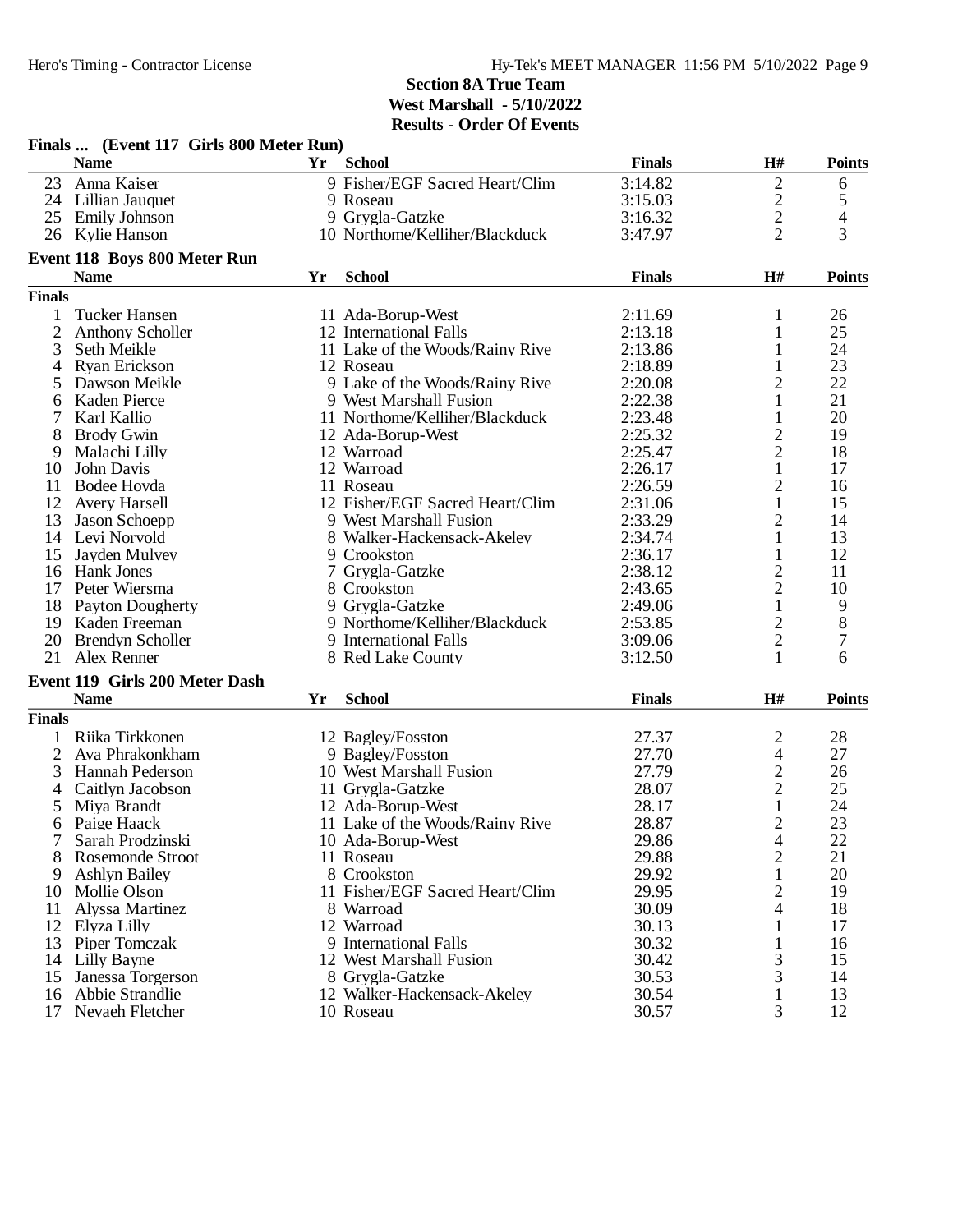## Section 8A True Team
**West Marshall - 5/10/2022**
**Results - Order Of Events**

### Finals ... (Event 117 Girls 800 Meter Run)

| | Name | Yr | School | Finals | H# | Points |
|---|---|---|---|---|---|---|
| 23 | Anna Kaiser | 9 | Fisher/EGF Sacred Heart/Clim | 3:14.82 | 2 | 6 |
| 24 | Lillian Jauquet | 9 | Roseau | 3:15.03 | 2 | 5 |
| 25 | Emily Johnson | 9 | Grygla-Gatzke | 3:16.32 | 2 | 4 |
| 26 | Kylie Hanson | 10 | Northome/Kelliher/Blackduck | 3:47.97 | 2 | 3 |

### Event 118 Boys 800 Meter Run

| | Name | Yr | School | Finals | H# | Points |
|---|---|---|---|---|---|---|
| **Finals** | | | | | | |
| 1 | Tucker Hansen | 11 | Ada-Borup-West | 2:11.69 | 1 | 26 |
| 2 | Anthony Scholler | 12 | International Falls | 2:13.18 | 1 | 25 |
| 3 | Seth Meikle | 11 | Lake of the Woods/Rainy Rive | 2:13.86 | 1 | 24 |
| 4 | Ryan Erickson | 12 | Roseau | 2:18.89 | 1 | 23 |
| 5 | Dawson Meikle | 9 | Lake of the Woods/Rainy Rive | 2:20.08 | 2 | 22 |
| 6 | Kaden Pierce | 9 | West Marshall Fusion | 2:22.38 | 1 | 21 |
| 7 | Karl Kallio | 11 | Northome/Kelliher/Blackduck | 2:23.48 | 1 | 20 |
| 8 | Brody Gwin | 12 | Ada-Borup-West | 2:25.32 | 2 | 19 |
| 9 | Malachi Lilly | 12 | Warroad | 2:25.47 | 2 | 18 |
| 10 | John Davis | 12 | Warroad | 2:26.17 | 1 | 17 |
| 11 | Bodee Hovda | 11 | Roseau | 2:26.59 | 2 | 16 |
| 12 | Avery Harsell | 12 | Fisher/EGF Sacred Heart/Clim | 2:31.06 | 1 | 15 |
| 13 | Jason Schoepp | 9 | West Marshall Fusion | 2:33.29 | 2 | 14 |
| 14 | Levi Norvold | 8 | Walker-Hackensack-Akeley | 2:34.74 | 1 | 13 |
| 15 | Jayden Mulvey | 9 | Crookston | 2:36.17 | 1 | 12 |
| 16 | Hank Jones | 7 | Grygla-Gatzke | 2:38.12 | 2 | 11 |
| 17 | Peter Wiersma | 8 | Crookston | 2:43.65 | 2 | 10 |
| 18 | Payton Dougherty | 9 | Grygla-Gatzke | 2:49.06 | 1 | 9 |
| 19 | Kaden Freeman | 9 | Northome/Kelliher/Blackduck | 2:53.85 | 2 | 8 |
| 20 | Brendyn Scholler | 9 | International Falls | 3:09.06 | 2 | 7 |
| 21 | Alex Renner | 8 | Red Lake County | 3:12.50 | 1 | 6 |

### Event 119 Girls 200 Meter Dash

| | Name | Yr | School | Finals | H# | Points |
|---|---|---|---|---|---|---|
| **Finals** | | | | | | |
| 1 | Riika Tirkkonen | 12 | Bagley/Fosston | 27.37 | 2 | 28 |
| 2 | Ava Phrakonkham | 9 | Bagley/Fosston | 27.70 | 4 | 27 |
| 3 | Hannah Pederson | 10 | West Marshall Fusion | 27.79 | 2 | 26 |
| 4 | Caitlyn Jacobson | 11 | Grygla-Gatzke | 28.07 | 2 | 25 |
| 5 | Miya Brandt | 12 | Ada-Borup-West | 28.17 | 1 | 24 |
| 6 | Paige Haack | 11 | Lake of the Woods/Rainy Rive | 28.87 | 2 | 23 |
| 7 | Sarah Prodzinski | 10 | Ada-Borup-West | 29.86 | 4 | 22 |
| 8 | Rosemonde Stroot | 11 | Roseau | 29.88 | 2 | 21 |
| 9 | Ashlyn Bailey | 8 | Crookston | 29.92 | 1 | 20 |
| 10 | Mollie Olson | 11 | Fisher/EGF Sacred Heart/Clim | 29.95 | 2 | 19 |
| 11 | Alyssa Martinez | 8 | Warroad | 30.09 | 4 | 18 |
| 12 | Elyza Lilly | 12 | Warroad | 30.13 | 1 | 17 |
| 13 | Piper Tomczak | 9 | International Falls | 30.32 | 1 | 16 |
| 14 | Lilly Bayne | 12 | West Marshall Fusion | 30.42 | 3 | 15 |
| 15 | Janessa Torgerson | 8 | Grygla-Gatzke | 30.53 | 3 | 14 |
| 16 | Abbie Strandlie | 12 | Walker-Hackensack-Akeley | 30.54 | 1 | 13 |
| 17 | Nevaeh Fletcher | 10 | Roseau | 30.57 | 3 | 12 |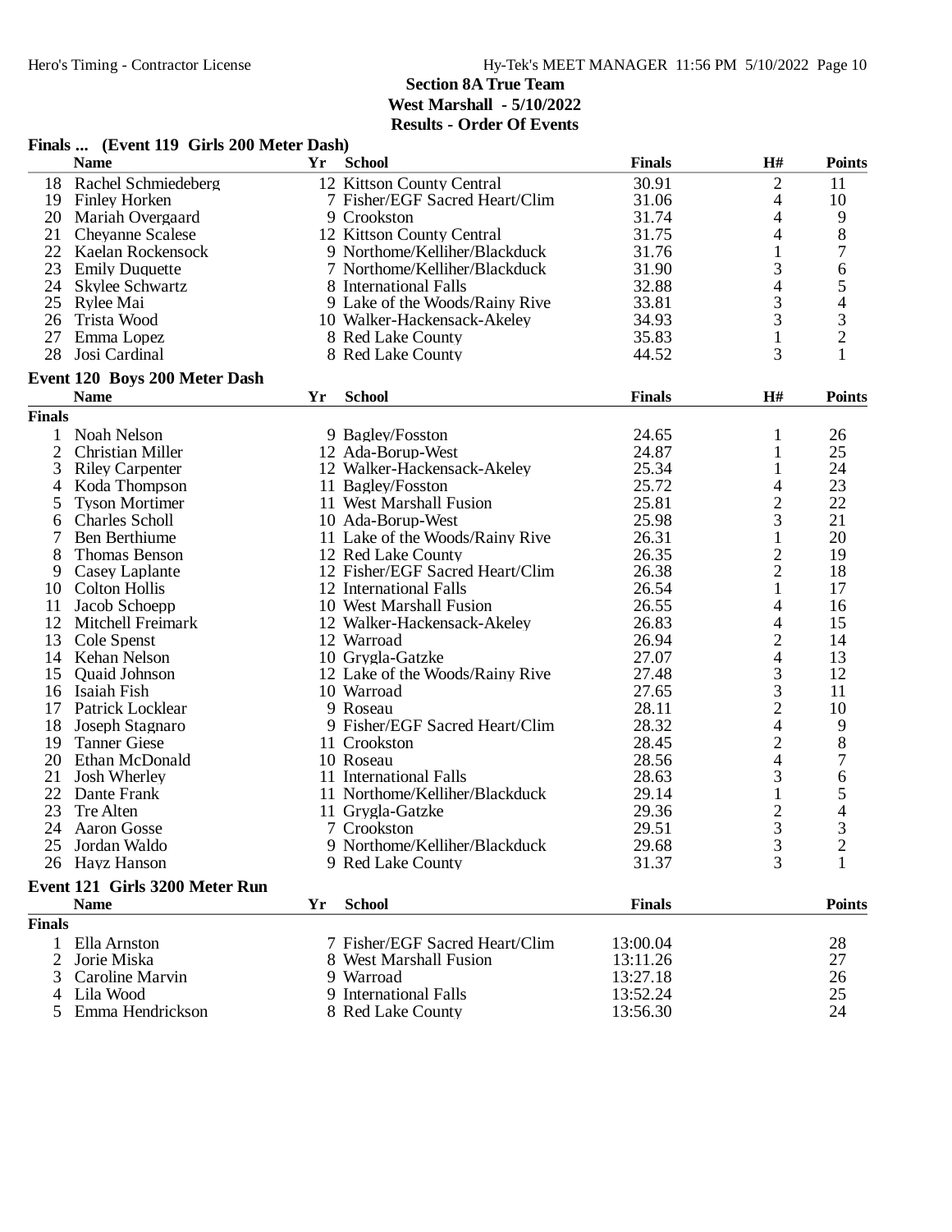## Section 8A True Team

**West Marshall - 5/10/2022**

**Results - Order Of Events**

### Finals ... (Event 119 Girls 200 Meter Dash)

| | Name | Yr | School | Finals | H# | Points |
|---|---|---|---|---|---|---|
| 18 | Rachel Schmiedeberg | 12 | Kittson County Central | 30.91 | 2 | 11 |
| 19 | Finley Horken | 7 | Fisher/EGF Sacred Heart/Clim | 31.06 | 4 | 10 |
| 20 | Mariah Overgaard | 9 | Crookston | 31.74 | 4 | 9 |
| 21 | Cheyanne Scalese | 12 | Kittson County Central | 31.75 | 4 | 8 |
| 22 | Kaelan Rockensock | 9 | Northome/Kelliher/Blackduck | 31.76 | 1 | 7 |
| 23 | Emily Duquette | 7 | Northome/Kelliher/Blackduck | 31.90 | 3 | 6 |
| 24 | Skylee Schwartz | 8 | International Falls | 32.88 | 4 | 5 |
| 25 | Rylee Mai | 9 | Lake of the Woods/Rainy Rive | 33.81 | 3 | 4 |
| 26 | Trista Wood | 10 | Walker-Hackensack-Akeley | 34.93 | 3 | 3 |
| 27 | Emma Lopez | 8 | Red Lake County | 35.83 | 1 | 2 |
| 28 | Josi Cardinal | 8 | Red Lake County | 44.52 | 3 | 1 |

### Event 120 Boys 200 Meter Dash

| | Name | Yr | School | Finals | H# | Points |
|---|---|---|---|---|---|---|
| **Finals** | | | | | | |
| 1 | Noah Nelson | 9 | Bagley/Fosston | 24.65 | 1 | 26 |
| 2 | Christian Miller | 12 | Ada-Borup-West | 24.87 | 1 | 25 |
| 3 | Riley Carpenter | 12 | Walker-Hackensack-Akeley | 25.34 | 1 | 24 |
| 4 | Koda Thompson | 11 | Bagley/Fosston | 25.72 | 4 | 23 |
| 5 | Tyson Mortimer | 11 | West Marshall Fusion | 25.81 | 2 | 22 |
| 6 | Charles Scholl | 10 | Ada-Borup-West | 25.98 | 3 | 21 |
| 7 | Ben Berthiume | 11 | Lake of the Woods/Rainy Rive | 26.31 | 1 | 20 |
| 8 | Thomas Benson | 12 | Red Lake County | 26.35 | 2 | 19 |
| 9 | Casey Laplante | 12 | Fisher/EGF Sacred Heart/Clim | 26.38 | 2 | 18 |
| 10 | Colton Hollis | 12 | International Falls | 26.54 | 1 | 17 |
| 11 | Jacob Schoepp | 10 | West Marshall Fusion | 26.55 | 4 | 16 |
| 12 | Mitchell Freimark | 12 | Walker-Hackensack-Akeley | 26.83 | 4 | 15 |
| 13 | Cole Spenst | 12 | Warroad | 26.94 | 2 | 14 |
| 14 | Kehan Nelson | 10 | Grygla-Gatzke | 27.07 | 4 | 13 |
| 15 | Quaid Johnson | 12 | Lake of the Woods/Rainy Rive | 27.48 | 3 | 12 |
| 16 | Isaiah Fish | 10 | Warroad | 27.65 | 3 | 11 |
| 17 | Patrick Locklear | 9 | Roseau | 28.11 | 2 | 10 |
| 18 | Joseph Stagnaro | 9 | Fisher/EGF Sacred Heart/Clim | 28.32 | 4 | 9 |
| 19 | Tanner Giese | 11 | Crookston | 28.45 | 2 | 8 |
| 20 | Ethan McDonald | 10 | Roseau | 28.56 | 4 | 7 |
| 21 | Josh Wherley | 11 | International Falls | 28.63 | 3 | 6 |
| 22 | Dante Frank | 11 | Northome/Kelliher/Blackduck | 29.14 | 1 | 5 |
| 23 | Tre Alten | 11 | Grygla-Gatzke | 29.36 | 2 | 4 |
| 24 | Aaron Gosse | 7 | Crookston | 29.51 | 3 | 3 |
| 25 | Jordan Waldo | 9 | Northome/Kelliher/Blackduck | 29.68 | 3 | 2 |
| 26 | Hayz Hanson | 9 | Red Lake County | 31.37 | 3 | 1 |

### Event 121 Girls 3200 Meter Run

| | Name | Yr | School | Finals | Points |
|---|---|---|---|---|---|
| **Finals** | | | | | |
| 1 | Ella Arnston | 7 | Fisher/EGF Sacred Heart/Clim | 13:00.04 | 28 |
| 2 | Jorie Miska | 8 | West Marshall Fusion | 13:11.26 | 27 |
| 3 | Caroline Marvin | 9 | Warroad | 13:27.18 | 26 |
| 4 | Lila Wood | 9 | International Falls | 13:52.24 | 25 |
| 5 | Emma Hendrickson | 8 | Red Lake County | 13:56.30 | 24 |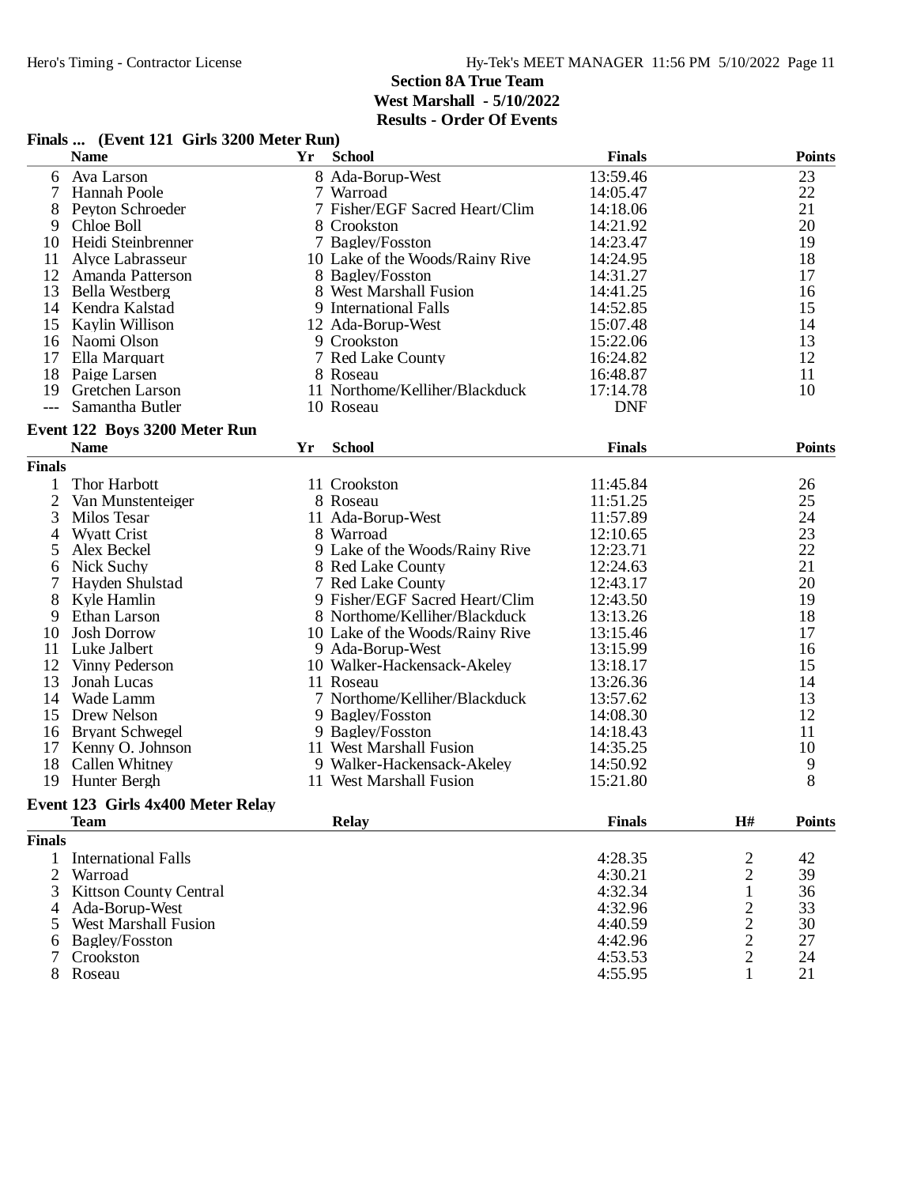**Section 8A True Team**
**West Marshall - 5/10/2022**
**Results - Order Of Events**

### Finals ... (Event 121 Girls 3200 Meter Run)

| | Name | Yr | School | Finals | Points |
|---|---|---|---|---|---|
| 6 | Ava Larson | 8 | Ada-Borup-West | 13:59.46 | 23 |
| 7 | Hannah Poole | 7 | Warroad | 14:05.47 | 22 |
| 8 | Peyton Schroeder | 7 | Fisher/EGF Sacred Heart/Clim | 14:18.06 | 21 |
| 9 | Chloe Boll | 8 | Crookston | 14:21.92 | 20 |
| 10 | Heidi Steinbrenner | 7 | Bagley/Fosston | 14:23.47 | 19 |
| 11 | Alyce Labrasseur | 10 | Lake of the Woods/Rainy Rive | 14:24.95 | 18 |
| 12 | Amanda Patterson | 8 | Bagley/Fosston | 14:31.27 | 17 |
| 13 | Bella Westberg | 8 | West Marshall Fusion | 14:41.25 | 16 |
| 14 | Kendra Kalstad | 9 | International Falls | 14:52.85 | 15 |
| 15 | Kaylin Willison | 12 | Ada-Borup-West | 15:07.48 | 14 |
| 16 | Naomi Olson | 9 | Crookston | 15:22.06 | 13 |
| 17 | Ella Marquart | 7 | Red Lake County | 16:24.82 | 12 |
| 18 | Paige Larsen | 8 | Roseau | 16:48.87 | 11 |
| 19 | Gretchen Larson | 11 | Northome/Kelliher/Blackduck | 17:14.78 | 10 |
| --- | Samantha Butler | 10 | Roseau | DNF | |

### Event 122 Boys 3200 Meter Run

| | Name | Yr | School | Finals | Points |
|---|---|---|---|---|---|
| **Finals** | | | | | |
| 1 | Thor Harbott | 11 | Crookston | 11:45.84 | 26 |
| 2 | Van Munstenteiger | 8 | Roseau | 11:51.25 | 25 |
| 3 | Milos Tesar | 11 | Ada-Borup-West | 11:57.89 | 24 |
| 4 | Wyatt Crist | 8 | Warroad | 12:10.65 | 23 |
| 5 | Alex Beckel | 9 | Lake of the Woods/Rainy Rive | 12:23.71 | 22 |
| 6 | Nick Suchy | 8 | Red Lake County | 12:24.63 | 21 |
| 7 | Hayden Shulstad | 7 | Red Lake County | 12:43.17 | 20 |
| 8 | Kyle Hamlin | 9 | Fisher/EGF Sacred Heart/Clim | 12:43.50 | 19 |
| 9 | Ethan Larson | 8 | Northome/Kelliher/Blackduck | 13:13.26 | 18 |
| 10 | Josh Dorrow | 10 | Lake of the Woods/Rainy Rive | 13:15.46 | 17 |
| 11 | Luke Jalbert | 9 | Ada-Borup-West | 13:15.99 | 16 |
| 12 | Vinny Pederson | 10 | Walker-Hackensack-Akeley | 13:18.17 | 15 |
| 13 | Jonah Lucas | 11 | Roseau | 13:26.36 | 14 |
| 14 | Wade Lamm | 7 | Northome/Kelliher/Blackduck | 13:57.62 | 13 |
| 15 | Drew Nelson | 9 | Bagley/Fosston | 14:08.30 | 12 |
| 16 | Bryant Schwegel | 9 | Bagley/Fosston | 14:18.43 | 11 |
| 17 | Kenny O. Johnson | 11 | West Marshall Fusion | 14:35.25 | 10 |
| 18 | Callen Whitney | 9 | Walker-Hackensack-Akeley | 14:50.92 | 9 |
| 19 | Hunter Bergh | 11 | West Marshall Fusion | 15:21.80 | 8 |

### Event 123 Girls 4x400 Meter Relay

| | Team | Relay | Finals | H# | Points |
|---|---|---|---|---|---|
| **Finals** | | | | | |
| 1 | International Falls | | 4:28.35 | 2 | 42 |
| 2 | Warroad | | 4:30.21 | 2 | 39 |
| 3 | Kittson County Central | | 4:32.34 | 1 | 36 |
| 4 | Ada-Borup-West | | 4:32.96 | 2 | 33 |
| 5 | West Marshall Fusion | | 4:40.59 | 2 | 30 |
| 6 | Bagley/Fosston | | 4:42.96 | 2 | 27 |
| 7 | Crookston | | 4:53.53 | 2 | 24 |
| 8 | Roseau | | 4:55.95 | 1 | 21 |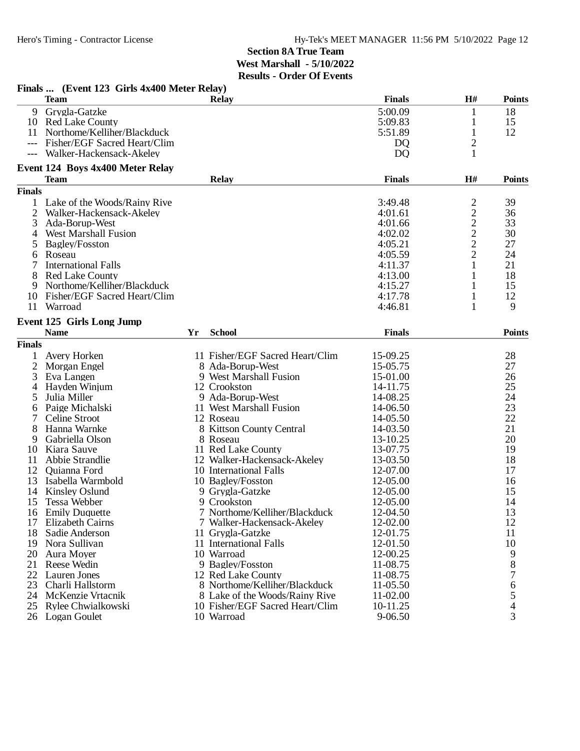## Section 8A True Team
**West Marshall - 5/10/2022**
**Results - Order Of Events**

### Finals ... (Event 123 Girls 4x400 Meter Relay)

| | Team | Relay | Finals | H# | Points |
|---|---|---|---|---|---|
| 9 | Grygla-Gatzke | | 5:00.09 | 1 | 18 |
| 10 | Red Lake County | | 5:09.83 | 1 | 15 |
| 11 | Northome/Kelliher/Blackduck | | 5:51.89 | 1 | 12 |
| --- | Fisher/EGF Sacred Heart/Clim | | DQ | 2 | |
| --- | Walker-Hackensack-Akeley | | DQ | 1 | |

### Event 124 Boys 4x400 Meter Relay

| | Team | Relay | Finals | H# | Points |
|---|---|---|---|---|---|
| **Finals** | | | | | |
| 1 | Lake of the Woods/Rainy Rive | | 3:49.48 | 2 | 39 |
| 2 | Walker-Hackensack-Akeley | | 4:01.61 | 2 | 36 |
| 3 | Ada-Borup-West | | 4:01.66 | 2 | 33 |
| 4 | West Marshall Fusion | | 4:02.02 | 2 | 30 |
| 5 | Bagley/Fosston | | 4:05.21 | 2 | 27 |
| 6 | Roseau | | 4:05.59 | 2 | 24 |
| 7 | International Falls | | 4:11.37 | 1 | 21 |
| 8 | Red Lake County | | 4:13.00 | 1 | 18 |
| 9 | Northome/Kelliher/Blackduck | | 4:15.27 | 1 | 15 |
| 10 | Fisher/EGF Sacred Heart/Clim | | 4:17.78 | 1 | 12 |
| 11 | Warroad | | 4:46.81 | 1 | 9 |

### Event 125 Girls Long Jump

| | Name | Yr | School | Finals | Points |
|---|---|---|---|---|---|
| **Finals** | | | | | |
| 1 | Avery Horken | 11 | Fisher/EGF Sacred Heart/Clim | 15-09.25 | 28 |
| 2 | Morgan Engel | 8 | Ada-Borup-West | 15-05.75 | 27 |
| 3 | Eva Langen | 9 | West Marshall Fusion | 15-01.00 | 26 |
| 4 | Hayden Winjum | 12 | Crookston | 14-11.75 | 25 |
| 5 | Julia Miller | 9 | Ada-Borup-West | 14-08.25 | 24 |
| 6 | Paige Michalski | 11 | West Marshall Fusion | 14-06.50 | 23 |
| 7 | Celine Stroot | 12 | Roseau | 14-05.50 | 22 |
| 8 | Hanna Warnke | 8 | Kittson County Central | 14-03.50 | 21 |
| 9 | Gabriella Olson | 8 | Roseau | 13-10.25 | 20 |
| 10 | Kiara Sauve | 11 | Red Lake County | 13-07.75 | 19 |
| 11 | Abbie Strandlie | 12 | Walker-Hackensack-Akeley | 13-03.50 | 18 |
| 12 | Quianna Ford | 10 | International Falls | 12-07.00 | 17 |
| 13 | Isabella Warmbold | 10 | Bagley/Fosston | 12-05.00 | 16 |
| 14 | Kinsley Oslund | 9 | Grygla-Gatzke | 12-05.00 | 15 |
| 15 | Tessa Webber | 9 | Crookston | 12-05.00 | 14 |
| 16 | Emily Duquette | 7 | Northome/Kelliher/Blackduck | 12-04.50 | 13 |
| 17 | Elizabeth Cairns | 7 | Walker-Hackensack-Akeley | 12-02.00 | 12 |
| 18 | Sadie Anderson | 11 | Grygla-Gatzke | 12-01.75 | 11 |
| 19 | Nora Sullivan | 11 | International Falls | 12-01.50 | 10 |
| 20 | Aura Moyer | 10 | Warroad | 12-00.25 | 9 |
| 21 | Reese Wedin | 9 | Bagley/Fosston | 11-08.75 | 8 |
| 22 | Lauren Jones | 12 | Red Lake County | 11-08.75 | 7 |
| 23 | Charli Hallstorm | 8 | Northome/Kelliher/Blackduck | 11-05.50 | 6 |
| 24 | McKenzie Vrtacnik | 8 | Lake of the Woods/Rainy Rive | 11-02.00 | 5 |
| 25 | Rylee Chwialkowski | 10 | Fisher/EGF Sacred Heart/Clim | 10-11.25 | 4 |
| 26 | Logan Goulet | 10 | Warroad | 9-06.50 | 3 |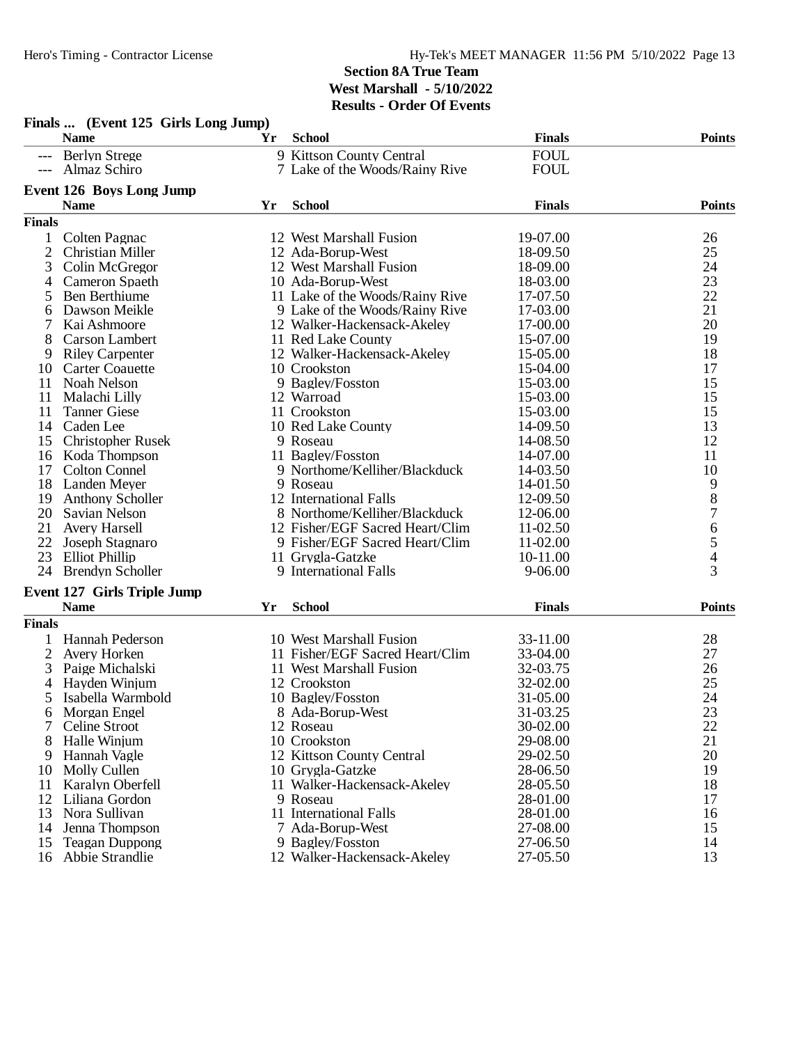**Section 8A True Team**
**West Marshall - 5/10/2022**
**Results - Order Of Events**

### Finals ... (Event 125 Girls Long Jump)

| | Name | Yr | School | Finals | Points |
|---|---|---|---|---|---|
| --- | Berlyn Strege | 9 | Kittson County Central | FOUL | |
| --- | Almaz Schiro | 7 | Lake of the Woods/Rainy Rive | FOUL | |

### Event 126 Boys Long Jump

**Finals**

| | Name | Yr | School | Finals | Points |
|---|---|---|---|---|---|
| 1 | Colten Pagnac | 12 | West Marshall Fusion | 19-07.00 | 26 |
| 2 | Christian Miller | 12 | Ada-Borup-West | 18-09.50 | 25 |
| 3 | Colin McGregor | 12 | West Marshall Fusion | 18-09.00 | 24 |
| 4 | Cameron Spaeth | 10 | Ada-Borup-West | 18-03.00 | 23 |
| 5 | Ben Berthiume | 11 | Lake of the Woods/Rainy Rive | 17-07.50 | 22 |
| 6 | Dawson Meikle | 9 | Lake of the Woods/Rainy Rive | 17-03.00 | 21 |
| 7 | Kai Ashmoore | 12 | Walker-Hackensack-Akeley | 17-00.00 | 20 |
| 8 | Carson Lambert | 11 | Red Lake County | 15-07.00 | 19 |
| 9 | Riley Carpenter | 12 | Walker-Hackensack-Akeley | 15-05.00 | 18 |
| 10 | Carter Coauette | 10 | Crookston | 15-04.00 | 17 |
| 11 | Noah Nelson | 9 | Bagley/Fosston | 15-03.00 | 15 |
| 11 | Malachi Lilly | 12 | Warroad | 15-03.00 | 15 |
| 11 | Tanner Giese | 11 | Crookston | 15-03.00 | 15 |
| 14 | Caden Lee | 10 | Red Lake County | 14-09.50 | 13 |
| 15 | Christopher Rusek | 9 | Roseau | 14-08.50 | 12 |
| 16 | Koda Thompson | 11 | Bagley/Fosston | 14-07.00 | 11 |
| 17 | Colton Connel | 9 | Northome/Kelliher/Blackduck | 14-03.50 | 10 |
| 18 | Landen Meyer | 9 | Roseau | 14-01.50 | 9 |
| 19 | Anthony Scholler | 12 | International Falls | 12-09.50 | 8 |
| 20 | Savian Nelson | 8 | Northome/Kelliher/Blackduck | 12-06.00 | 7 |
| 21 | Avery Harsell | 12 | Fisher/EGF Sacred Heart/Clim | 11-02.50 | 6 |
| 22 | Joseph Stagnaro | 9 | Fisher/EGF Sacred Heart/Clim | 11-02.00 | 5 |
| 23 | Elliot Phillip | 11 | Grygla-Gatzke | 10-11.00 | 4 |
| 24 | Brendyn Scholler | 9 | International Falls | 9-06.00 | 3 |

### Event 127 Girls Triple Jump

**Finals**

| | Name | Yr | School | Finals | Points |
|---|---|---|---|---|---|
| 1 | Hannah Pederson | 10 | West Marshall Fusion | 33-11.00 | 28 |
| 2 | Avery Horken | 11 | Fisher/EGF Sacred Heart/Clim | 33-04.00 | 27 |
| 3 | Paige Michalski | 11 | West Marshall Fusion | 32-03.75 | 26 |
| 4 | Hayden Winjum | 12 | Crookston | 32-02.00 | 25 |
| 5 | Isabella Warmbold | 10 | Bagley/Fosston | 31-05.00 | 24 |
| 6 | Morgan Engel | 8 | Ada-Borup-West | 31-03.25 | 23 |
| 7 | Celine Stroot | 12 | Roseau | 30-02.00 | 22 |
| 8 | Halle Winjum | 10 | Crookston | 29-08.00 | 21 |
| 9 | Hannah Vagle | 12 | Kittson County Central | 29-02.50 | 20 |
| 10 | Molly Cullen | 10 | Grygla-Gatzke | 28-06.50 | 19 |
| 11 | Karalyn Oberfell | 11 | Walker-Hackensack-Akeley | 28-05.50 | 18 |
| 12 | Liliana Gordon | 9 | Roseau | 28-01.00 | 17 |
| 13 | Nora Sullivan | 11 | International Falls | 28-01.00 | 16 |
| 14 | Jenna Thompson | 7 | Ada-Borup-West | 27-08.00 | 15 |
| 15 | Teagan Duppong | 9 | Bagley/Fosston | 27-06.50 | 14 |
| 16 | Abbie Strandlie | 12 | Walker-Hackensack-Akeley | 27-05.50 | 13 |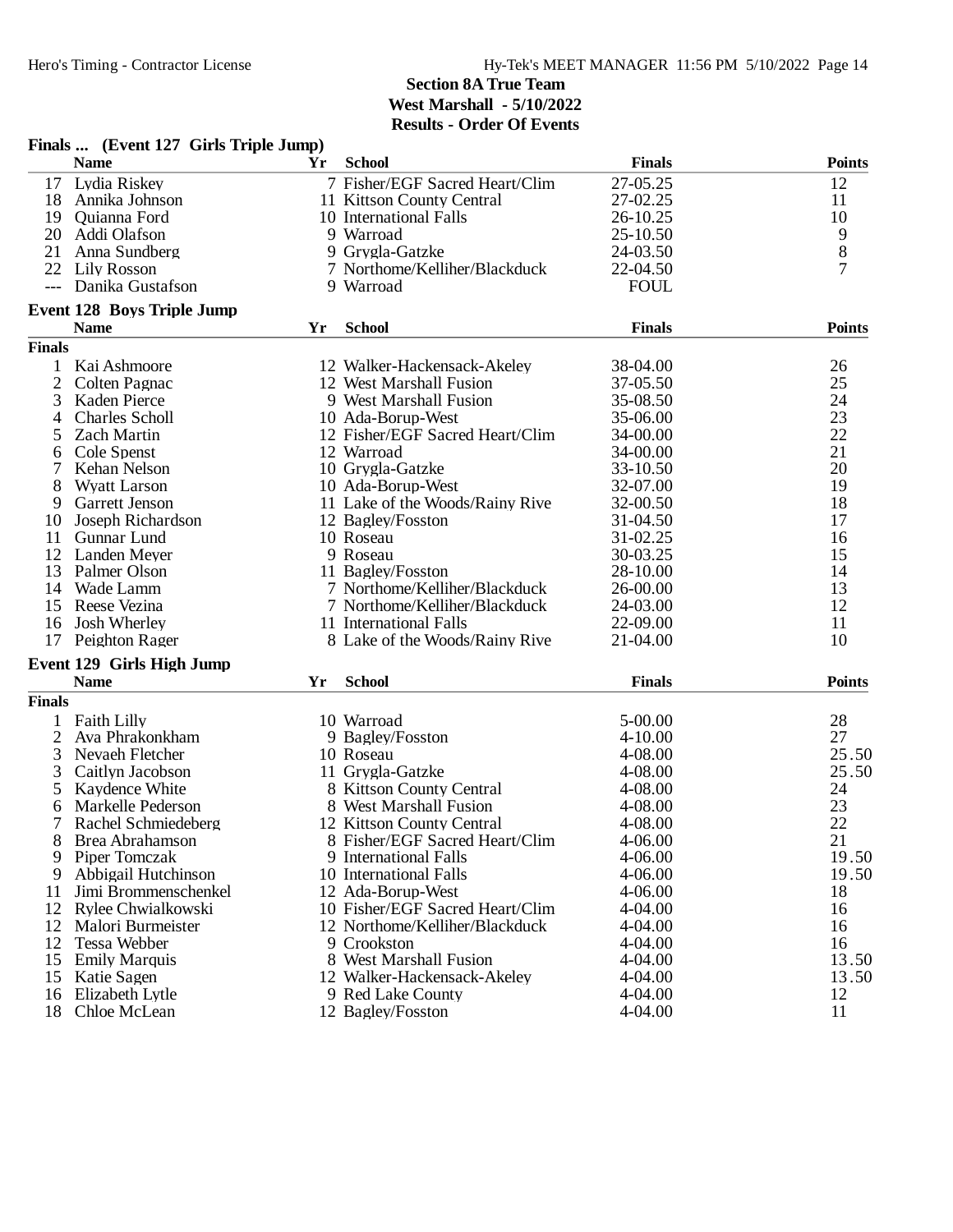## Section 8A True Team
**West Marshall - 5/10/2022**
**Results - Order Of Events**

### Finals ... (Event 127 Girls Triple Jump)

| | Name | Yr | School | Finals | Points |
|---|---|---|---|---|---|
| 17 | Lydia Riskey | 7 | Fisher/EGF Sacred Heart/Clim | 27-05.25 | 12 |
| 18 | Annika Johnson | 11 | Kittson County Central | 27-02.25 | 11 |
| 19 | Quianna Ford | 10 | International Falls | 26-10.25 | 10 |
| 20 | Addi Olafson | 9 | Warroad | 25-10.50 | 9 |
| 21 | Anna Sundberg | 9 | Grygla-Gatzke | 24-03.50 | 8 |
| 22 | Lily Rosson | 7 | Northome/Kelliher/Blackduck | 22-04.50 | 7 |
| --- | Danika Gustafson | 9 | Warroad | FOUL | |

### Event 128 Boys Triple Jump

| | Name | Yr | School | Finals | Points |
|---|---|---|---|---|---|
| **Finals** | | | | | |
| 1 | Kai Ashmoore | 12 | Walker-Hackensack-Akeley | 38-04.00 | 26 |
| 2 | Colten Pagnac | 12 | West Marshall Fusion | 37-05.50 | 25 |
| 3 | Kaden Pierce | 9 | West Marshall Fusion | 35-08.50 | 24 |
| 4 | Charles Scholl | 10 | Ada-Borup-West | 35-06.00 | 23 |
| 5 | Zach Martin | 12 | Fisher/EGF Sacred Heart/Clim | 34-00.00 | 22 |
| 6 | Cole Spenst | 12 | Warroad | 34-00.00 | 21 |
| 7 | Kehan Nelson | 10 | Grygla-Gatzke | 33-10.50 | 20 |
| 8 | Wyatt Larson | 10 | Ada-Borup-West | 32-07.00 | 19 |
| 9 | Garrett Jenson | 11 | Lake of the Woods/Rainy Rive | 32-00.50 | 18 |
| 10 | Joseph Richardson | 12 | Bagley/Fosston | 31-04.50 | 17 |
| 11 | Gunnar Lund | 10 | Roseau | 31-02.25 | 16 |
| 12 | Landen Meyer | 9 | Roseau | 30-03.25 | 15 |
| 13 | Palmer Olson | 11 | Bagley/Fosston | 28-10.00 | 14 |
| 14 | Wade Lamm | 7 | Northome/Kelliher/Blackduck | 26-00.00 | 13 |
| 15 | Reese Vezina | 7 | Northome/Kelliher/Blackduck | 24-03.00 | 12 |
| 16 | Josh Wherley | 11 | International Falls | 22-09.00 | 11 |
| 17 | Peighton Rager | 8 | Lake of the Woods/Rainy Rive | 21-04.00 | 10 |

### Event 129 Girls High Jump

| | Name | Yr | School | Finals | Points |
|---|---|---|---|---|---|
| **Finals** | | | | | |
| 1 | Faith Lilly | 10 | Warroad | 5-00.00 | 28 |
| 2 | Ava Phrakonkham | 9 | Bagley/Fosston | 4-10.00 | 27 |
| 3 | Nevaeh Fletcher | 10 | Roseau | 4-08.00 | 25.50 |
| 3 | Caitlyn Jacobson | 11 | Grygla-Gatzke | 4-08.00 | 25.50 |
| 5 | Kaydence White | 8 | Kittson County Central | 4-08.00 | 24 |
| 6 | Markelle Pederson | 8 | West Marshall Fusion | 4-08.00 | 23 |
| 7 | Rachel Schmiedeberg | 12 | Kittson County Central | 4-08.00 | 22 |
| 8 | Brea Abrahamson | 8 | Fisher/EGF Sacred Heart/Clim | 4-06.00 | 21 |
| 9 | Piper Tomczak | 9 | International Falls | 4-06.00 | 19.50 |
| 9 | Abbigail Hutchinson | 10 | International Falls | 4-06.00 | 19.50 |
| 11 | Jimi Brommenschenkel | 12 | Ada-Borup-West | 4-06.00 | 18 |
| 12 | Rylee Chwialkowski | 10 | Fisher/EGF Sacred Heart/Clim | 4-04.00 | 16 |
| 12 | Malori Burmeister | 12 | Northome/Kelliher/Blackduck | 4-04.00 | 16 |
| 12 | Tessa Webber | 9 | Crookston | 4-04.00 | 16 |
| 15 | Emily Marquis | 8 | West Marshall Fusion | 4-04.00 | 13.50 |
| 15 | Katie Sagen | 12 | Walker-Hackensack-Akeley | 4-04.00 | 13.50 |
| 16 | Elizabeth Lytle | 9 | Red Lake County | 4-04.00 | 12 |
| 18 | Chloe McLean | 12 | Bagley/Fosston | 4-04.00 | 11 |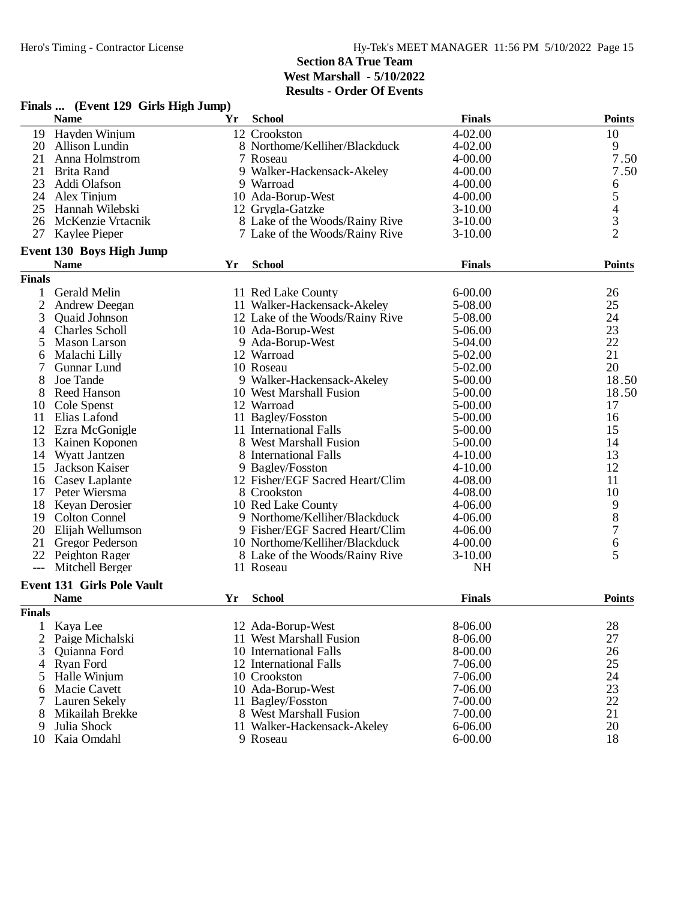## Section 8A True Team
## West Marshall - 5/10/2022
## Results - Order Of Events

### Finals ... (Event 129 Girls High Jump)

| | Name | Yr | School | Finals | Points |
|---|---|---|---|---|---|
| 19 | Hayden Winjum | 12 | Crookston | 4-02.00 | 10 |
| 20 | Allison Lundin | 8 | Northome/Kelliher/Blackduck | 4-02.00 | 9 |
| 21 | Anna Holmstrom | 7 | Roseau | 4-00.00 | 7.50 |
| 21 | Brita Rand | 9 | Walker-Hackensack-Akeley | 4-00.00 | 7.50 |
| 23 | Addi Olafson | 9 | Warroad | 4-00.00 | 6 |
| 24 | Alex Tinjum | 10 | Ada-Borup-West | 4-00.00 | 5 |
| 25 | Hannah Wilebski | 12 | Grygla-Gatzke | 3-10.00 | 4 |
| 26 | McKenzie Vrtacnik | 8 | Lake of the Woods/Rainy Rive | 3-10.00 | 3 |
| 27 | Kaylee Pieper | 7 | Lake of the Woods/Rainy Rive | 3-10.00 | 2 |

### Event 130 Boys High Jump

| | Name | Yr | School | Finals | Points |
|---|---|---|---|---|---|
| **Finals** | | | | | |
| 1 | Gerald Melin | 11 | Red Lake County | 6-00.00 | 26 |
| 2 | Andrew Deegan | 11 | Walker-Hackensack-Akeley | 5-08.00 | 25 |
| 3 | Quaid Johnson | 12 | Lake of the Woods/Rainy Rive | 5-08.00 | 24 |
| 4 | Charles Scholl | 10 | Ada-Borup-West | 5-06.00 | 23 |
| 5 | Mason Larson | 9 | Ada-Borup-West | 5-04.00 | 22 |
| 6 | Malachi Lilly | 12 | Warroad | 5-02.00 | 21 |
| 7 | Gunnar Lund | 10 | Roseau | 5-02.00 | 20 |
| 8 | Joe Tande | 9 | Walker-Hackensack-Akeley | 5-00.00 | 18.50 |
| 8 | Reed Hanson | 10 | West Marshall Fusion | 5-00.00 | 18.50 |
| 10 | Cole Spenst | 12 | Warroad | 5-00.00 | 17 |
| 11 | Elias Lafond | 11 | Bagley/Fosston | 5-00.00 | 16 |
| 12 | Ezra McGonigle | 11 | International Falls | 5-00.00 | 15 |
| 13 | Kainen Koponen | 8 | West Marshall Fusion | 5-00.00 | 14 |
| 14 | Wyatt Jantzen | 8 | International Falls | 4-10.00 | 13 |
| 15 | Jackson Kaiser | 9 | Bagley/Fosston | 4-10.00 | 12 |
| 16 | Casey Laplante | 12 | Fisher/EGF Sacred Heart/Clim | 4-08.00 | 11 |
| 17 | Peter Wiersma | 8 | Crookston | 4-08.00 | 10 |
| 18 | Keyan Derosier | 10 | Red Lake County | 4-06.00 | 9 |
| 19 | Colton Connel | 9 | Northome/Kelliher/Blackduck | 4-06.00 | 8 |
| 20 | Elijah Wellumson | 9 | Fisher/EGF Sacred Heart/Clim | 4-06.00 | 7 |
| 21 | Gregor Pederson | 10 | Northome/Kelliher/Blackduck | 4-00.00 | 6 |
| 22 | Peighton Rager | 8 | Lake of the Woods/Rainy Rive | 3-10.00 | 5 |
| --- | Mitchell Berger | 11 | Roseau | NH | |

### Event 131 Girls Pole Vault

| | Name | Yr | School | Finals | Points |
|---|---|---|---|---|---|
| **Finals** | | | | | |
| 1 | Kaya Lee | 12 | Ada-Borup-West | 8-06.00 | 28 |
| 2 | Paige Michalski | 11 | West Marshall Fusion | 8-06.00 | 27 |
| 3 | Quianna Ford | 10 | International Falls | 8-00.00 | 26 |
| 4 | Ryan Ford | 12 | International Falls | 7-06.00 | 25 |
| 5 | Halle Winjum | 10 | Crookston | 7-06.00 | 24 |
| 6 | Macie Cavett | 10 | Ada-Borup-West | 7-06.00 | 23 |
| 7 | Lauren Sekely | 11 | Bagley/Fosston | 7-00.00 | 22 |
| 8 | Mikailah Brekke | 8 | West Marshall Fusion | 7-00.00 | 21 |
| 9 | Julia Shock | 11 | Walker-Hackensack-Akeley | 6-06.00 | 20 |
| 10 | Kaia Omdahl | 9 | Roseau | 6-00.00 | 18 |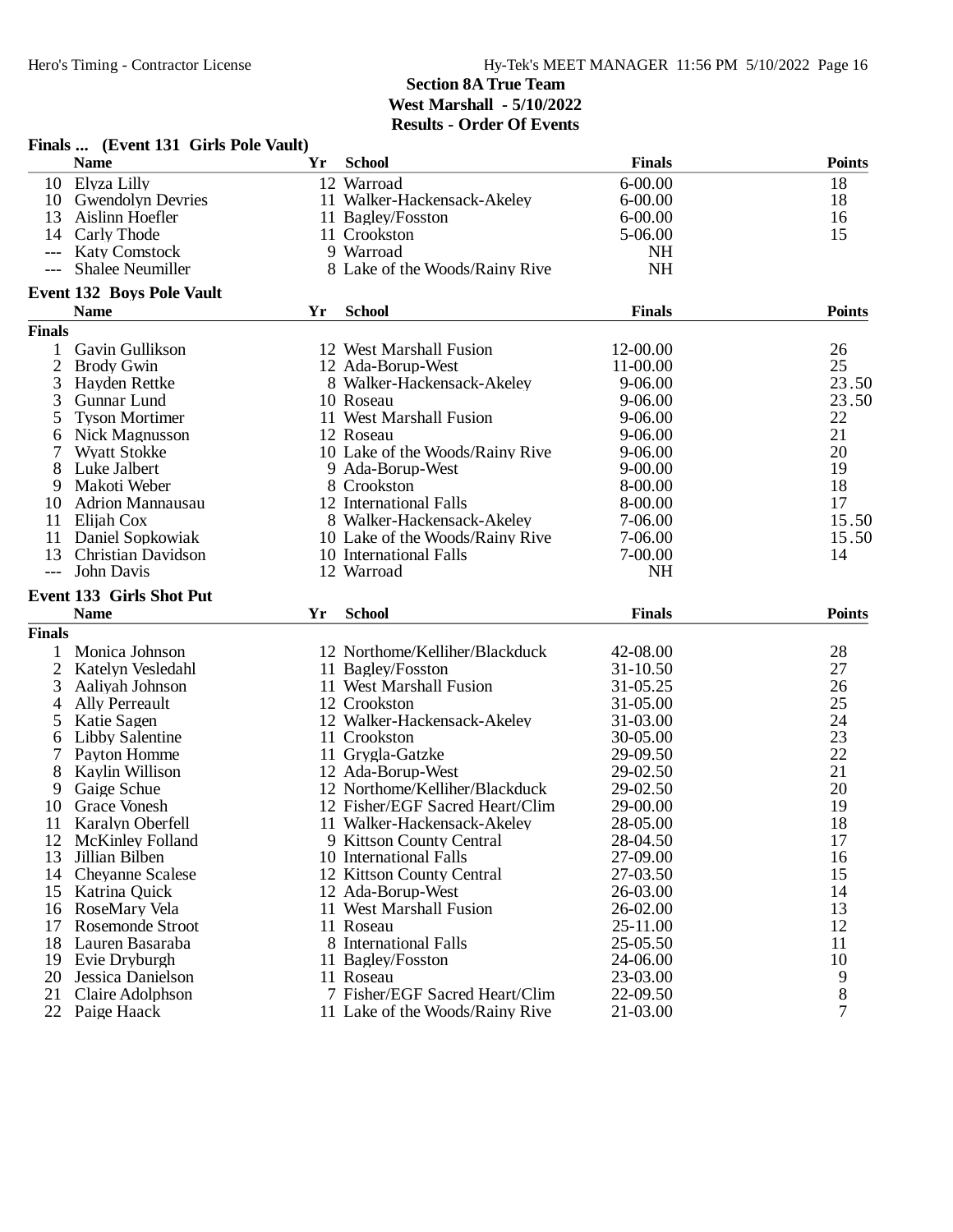## Section 8A True Team
## West Marshall - 5/10/2022
## Results - Order Of Events

### Finals ... (Event 131 Girls Pole Vault)

| | Name | Yr | School | Finals | Points |
|---|---|---|---|---|---|
| 10 | Elyza Lilly | 12 | Warroad | 6-00.00 | 18 |
| 10 | Gwendolyn Devries | 11 | Walker-Hackensack-Akeley | 6-00.00 | 18 |
| 13 | Aislinn Hoefler | 11 | Bagley/Fosston | 6-00.00 | 16 |
| 14 | Carly Thode | 11 | Crookston | 5-06.00 | 15 |
| --- | Katy Comstock | 9 | Warroad | NH | |
| --- | Shalee Neumiller | 8 | Lake of the Woods/Rainy Rive | NH | |

### Event 132 Boys Pole Vault

**Finals**

| | Name | Yr | School | Finals | Points |
|---|---|---|---|---|---|
| 1 | Gavin Gullikson | 12 | West Marshall Fusion | 12-00.00 | 26 |
| 2 | Brody Gwin | 12 | Ada-Borup-West | 11-00.00 | 25 |
| 3 | Hayden Rettke | 8 | Walker-Hackensack-Akeley | 9-06.00 | 23.50 |
| 3 | Gunnar Lund | 10 | Roseau | 9-06.00 | 23.50 |
| 5 | Tyson Mortimer | 11 | West Marshall Fusion | 9-06.00 | 22 |
| 6 | Nick Magnusson | 12 | Roseau | 9-06.00 | 21 |
| 7 | Wyatt Stokke | 10 | Lake of the Woods/Rainy Rive | 9-06.00 | 20 |
| 8 | Luke Jalbert | 9 | Ada-Borup-West | 9-00.00 | 19 |
| 9 | Makoti Weber | 8 | Crookston | 8-00.00 | 18 |
| 10 | Adrion Mannausau | 12 | International Falls | 8-00.00 | 17 |
| 11 | Elijah Cox | 8 | Walker-Hackensack-Akeley | 7-06.00 | 15.50 |
| 11 | Daniel Sopkowiak | 10 | Lake of the Woods/Rainy Rive | 7-06.00 | 15.50 |
| 13 | Christian Davidson | 10 | International Falls | 7-00.00 | 14 |
| --- | John Davis | 12 | Warroad | NH | |

### Event 133 Girls Shot Put

**Finals**

| | Name | Yr | School | Finals | Points |
|---|---|---|---|---|---|
| 1 | Monica Johnson | 12 | Northome/Kelliher/Blackduck | 42-08.00 | 28 |
| 2 | Katelyn Vesledahl | 11 | Bagley/Fosston | 31-10.50 | 27 |
| 3 | Aaliyah Johnson | 11 | West Marshall Fusion | 31-05.25 | 26 |
| 4 | Ally Perreault | 12 | Crookston | 31-05.00 | 25 |
| 5 | Katie Sagen | 12 | Walker-Hackensack-Akeley | 31-03.00 | 24 |
| 6 | Libby Salentine | 11 | Crookston | 30-05.00 | 23 |
| 7 | Payton Homme | 11 | Grygla-Gatzke | 29-09.50 | 22 |
| 8 | Kaylin Willison | 12 | Ada-Borup-West | 29-02.50 | 21 |
| 9 | Gaige Schue | 12 | Northome/Kelliher/Blackduck | 29-02.50 | 20 |
| 10 | Grace Vonesh | 12 | Fisher/EGF Sacred Heart/Clim | 29-00.00 | 19 |
| 11 | Karalyn Oberfell | 11 | Walker-Hackensack-Akeley | 28-05.00 | 18 |
| 12 | McKinley Folland | 9 | Kittson County Central | 28-04.50 | 17 |
| 13 | Jillian Bilben | 10 | International Falls | 27-09.00 | 16 |
| 14 | Cheyanne Scalese | 12 | Kittson County Central | 27-03.50 | 15 |
| 15 | Katrina Quick | 12 | Ada-Borup-West | 26-03.00 | 14 |
| 16 | RoseMary Vela | 11 | West Marshall Fusion | 26-02.00 | 13 |
| 17 | Rosemonde Stroot | 11 | Roseau | 25-11.00 | 12 |
| 18 | Lauren Basaraba | 8 | International Falls | 25-05.50 | 11 |
| 19 | Evie Dryburgh | 11 | Bagley/Fosston | 24-06.00 | 10 |
| 20 | Jessica Danielson | 11 | Roseau | 23-03.00 | 9 |
| 21 | Claire Adolphson | 7 | Fisher/EGF Sacred Heart/Clim | 22-09.50 | 8 |
| 22 | Paige Haack | 11 | Lake of the Woods/Rainy Rive | 21-03.00 | 7 |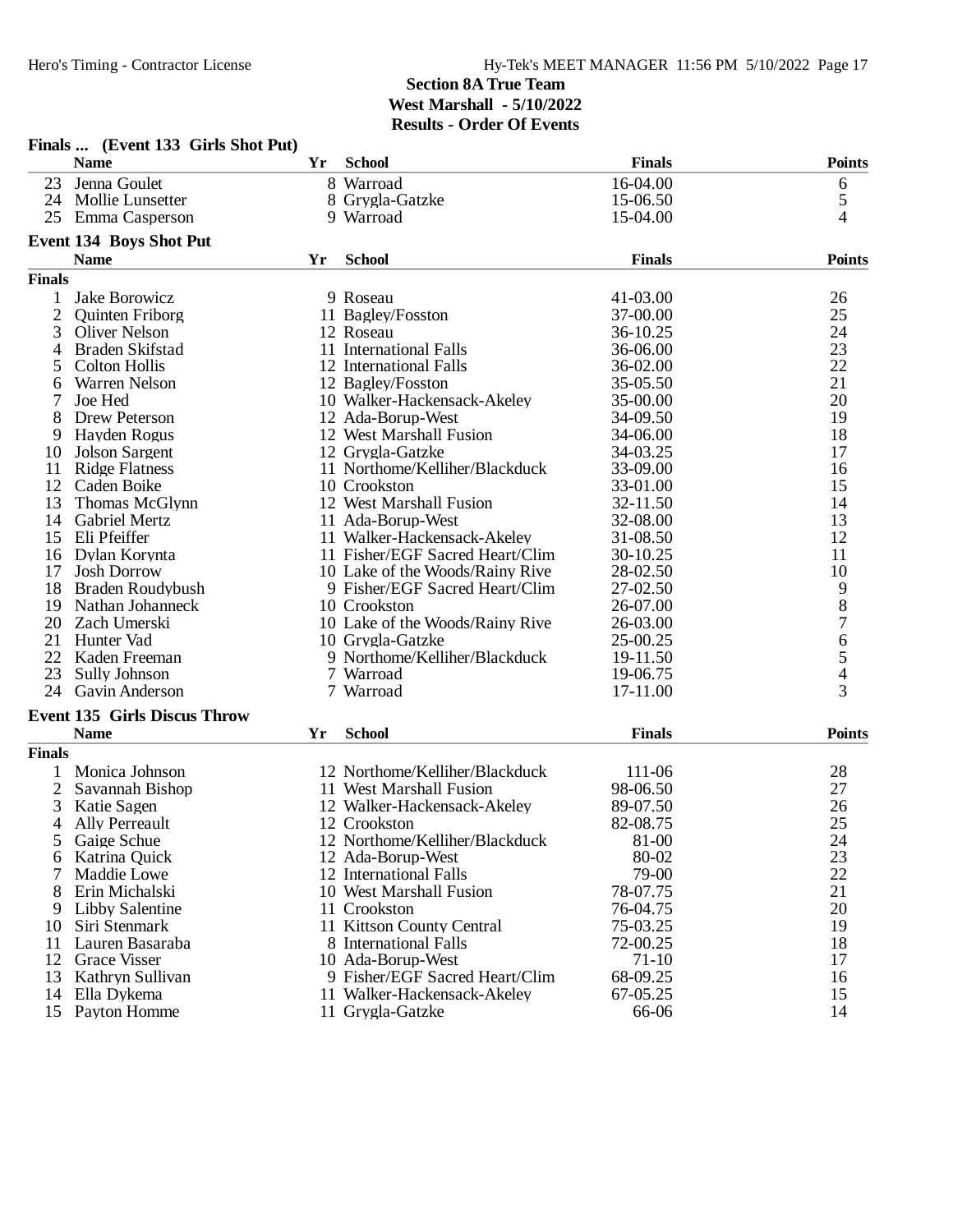## Section 8A True Team
**West Marshall - 5/10/2022**
**Results - Order Of Events**

### Finals ... (Event 133 Girls Shot Put)

| | Name | Yr | School | Finals | Points |
|---|---|---|---|---|---|
| 23 | Jenna Goulet | 8 | Warroad | 16-04.00 | 6 |
| 24 | Mollie Lunsetter | 8 | Grygla-Gatzke | 15-06.50 | 5 |
| 25 | Emma Casperson | 9 | Warroad | 15-04.00 | 4 |

### Event 134 Boys Shot Put

| | Name | Yr | School | Finals | Points |
|---|---|---|---|---|---|
| **Finals** | | | | | |
| 1 | Jake Borowicz | 9 | Roseau | 41-03.00 | 26 |
| 2 | Quinten Friborg | 11 | Bagley/Fosston | 37-00.00 | 25 |
| 3 | Oliver Nelson | 12 | Roseau | 36-10.25 | 24 |
| 4 | Braden Skifstad | 11 | International Falls | 36-06.00 | 23 |
| 5 | Colton Hollis | 12 | International Falls | 36-02.00 | 22 |
| 6 | Warren Nelson | 12 | Bagley/Fosston | 35-05.50 | 21 |
| 7 | Joe Hed | 10 | Walker-Hackensack-Akeley | 35-00.00 | 20 |
| 8 | Drew Peterson | 12 | Ada-Borup-West | 34-09.50 | 19 |
| 9 | Hayden Rogus | 12 | West Marshall Fusion | 34-06.00 | 18 |
| 10 | Jolson Sargent | 12 | Grygla-Gatzke | 34-03.25 | 17 |
| 11 | Ridge Flatness | 11 | Northome/Kelliher/Blackduck | 33-09.00 | 16 |
| 12 | Caden Boike | 10 | Crookston | 33-01.00 | 15 |
| 13 | Thomas McGlynn | 12 | West Marshall Fusion | 32-11.50 | 14 |
| 14 | Gabriel Mertz | 11 | Ada-Borup-West | 32-08.00 | 13 |
| 15 | Eli Pfeiffer | 11 | Walker-Hackensack-Akeley | 31-08.50 | 12 |
| 16 | Dylan Korynta | 11 | Fisher/EGF Sacred Heart/Clim | 30-10.25 | 11 |
| 17 | Josh Dorrow | 10 | Lake of the Woods/Rainy Rive | 28-02.50 | 10 |
| 18 | Braden Roudybush | 9 | Fisher/EGF Sacred Heart/Clim | 27-02.50 | 9 |
| 19 | Nathan Johanneck | 10 | Crookston | 26-07.00 | 8 |
| 20 | Zach Umerski | 10 | Lake of the Woods/Rainy Rive | 26-03.00 | 7 |
| 21 | Hunter Vad | 10 | Grygla-Gatzke | 25-00.25 | 6 |
| 22 | Kaden Freeman | 9 | Northome/Kelliher/Blackduck | 19-11.50 | 5 |
| 23 | Sully Johnson | 7 | Warroad | 19-06.75 | 4 |
| 24 | Gavin Anderson | 7 | Warroad | 17-11.00 | 3 |

### Event 135 Girls Discus Throw

| | Name | Yr | School | Finals | Points |
|---|---|---|---|---|---|
| **Finals** | | | | | |
| 1 | Monica Johnson | 12 | Northome/Kelliher/Blackduck | 111-06 | 28 |
| 2 | Savannah Bishop | 11 | West Marshall Fusion | 98-06.50 | 27 |
| 3 | Katie Sagen | 12 | Walker-Hackensack-Akeley | 89-07.50 | 26 |
| 4 | Ally Perreault | 12 | Crookston | 82-08.75 | 25 |
| 5 | Gaige Schue | 12 | Northome/Kelliher/Blackduck | 81-00 | 24 |
| 6 | Katrina Quick | 12 | Ada-Borup-West | 80-02 | 23 |
| 7 | Maddie Lowe | 12 | International Falls | 79-00 | 22 |
| 8 | Erin Michalski | 10 | West Marshall Fusion | 78-07.75 | 21 |
| 9 | Libby Salentine | 11 | Crookston | 76-04.75 | 20 |
| 10 | Siri Stenmark | 11 | Kittson County Central | 75-03.25 | 19 |
| 11 | Lauren Basaraba | 8 | International Falls | 72-00.25 | 18 |
| 12 | Grace Visser | 10 | Ada-Borup-West | 71-10 | 17 |
| 13 | Kathryn Sullivan | 9 | Fisher/EGF Sacred Heart/Clim | 68-09.25 | 16 |
| 14 | Ella Dykema | 11 | Walker-Hackensack-Akeley | 67-05.25 | 15 |
| 15 | Payton Homme | 11 | Grygla-Gatzke | 66-06 | 14 |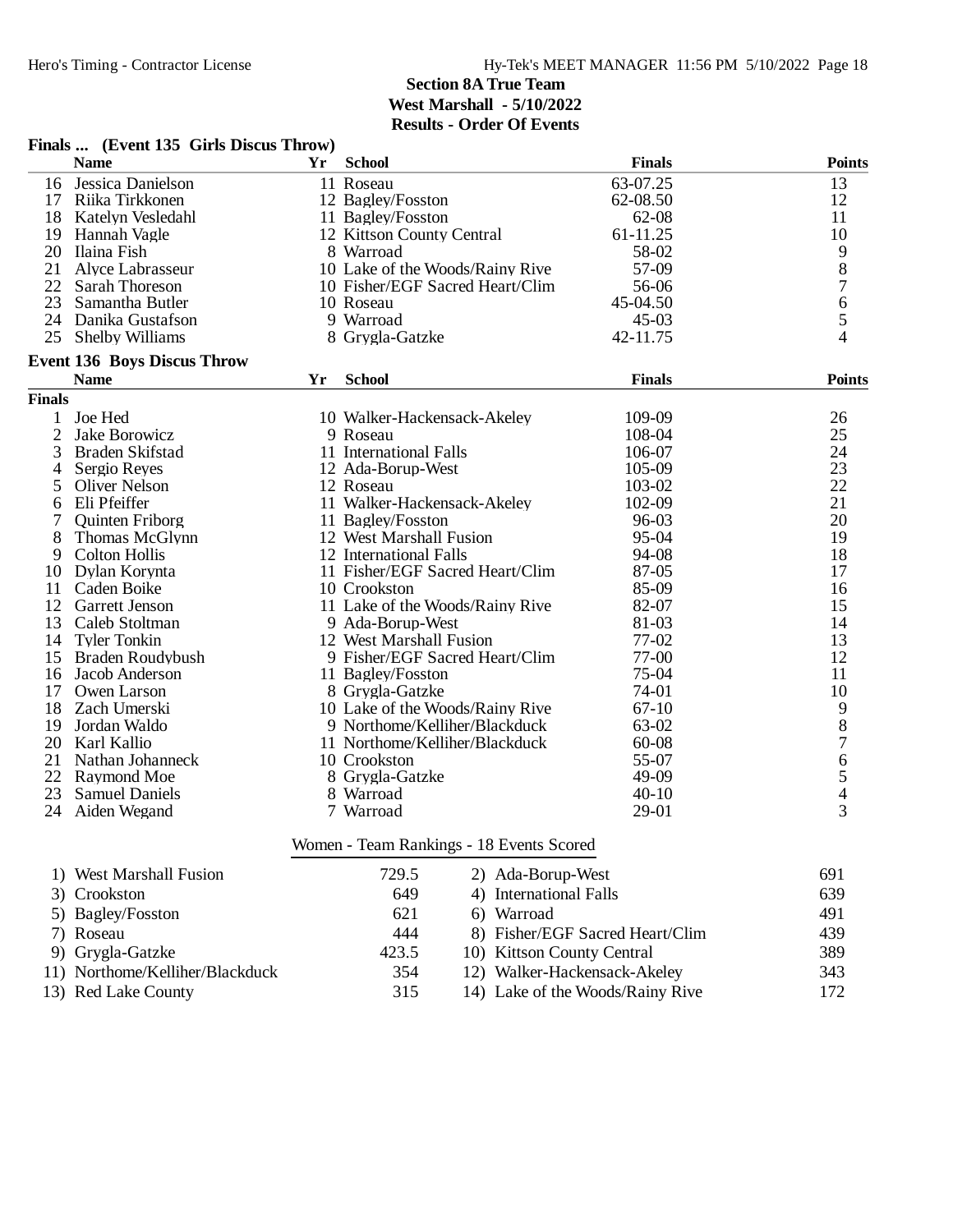## Section 8A True Team
### West Marshall - 5/10/2022
### Results - Order Of Events

**Finals ... (Event 135 Girls Discus Throw)**

| | Name | Yr | School | Finals | Points |
|---|---|---|---|---|---|
| 16 | Jessica Danielson | 11 | Roseau | 63-07.25 | 13 |
| 17 | Riika Tirkkonen | 12 | Bagley/Fosston | 62-08.50 | 12 |
| 18 | Katelyn Vesledahl | 11 | Bagley/Fosston | 62-08 | 11 |
| 19 | Hannah Vagle | 12 | Kittson County Central | 61-11.25 | 10 |
| 20 | Ilaina Fish | 8 | Warroad | 58-02 | 9 |
| 21 | Alyce Labrasseur | 10 | Lake of the Woods/Rainy Rive | 57-09 | 8 |
| 22 | Sarah Thoreson | 10 | Fisher/EGF Sacred Heart/Clim | 56-06 | 7 |
| 23 | Samantha Butler | 10 | Roseau | 45-04.50 | 6 |
| 24 | Danika Gustafson | 9 | Warroad | 45-03 | 5 |
| 25 | Shelby Williams | 8 | Grygla-Gatzke | 42-11.75 | 4 |

**Event 136 Boys Discus Throw**

| | Name | Yr | School | Finals | Points |
|---|---|---|---|---|---|
| **Finals** | | | | | |
| 1 | Joe Hed | 10 | Walker-Hackensack-Akeley | 109-09 | 26 |
| 2 | Jake Borowicz | 9 | Roseau | 108-04 | 25 |
| 3 | Braden Skifstad | 11 | International Falls | 106-07 | 24 |
| 4 | Sergio Reyes | 12 | Ada-Borup-West | 105-09 | 23 |
| 5 | Oliver Nelson | 12 | Roseau | 103-02 | 22 |
| 6 | Eli Pfeiffer | 11 | Walker-Hackensack-Akeley | 102-09 | 21 |
| 7 | Quinten Friborg | 11 | Bagley/Fosston | 96-03 | 20 |
| 8 | Thomas McGlynn | 12 | West Marshall Fusion | 95-04 | 19 |
| 9 | Colton Hollis | 12 | International Falls | 94-08 | 18 |
| 10 | Dylan Korynta | 11 | Fisher/EGF Sacred Heart/Clim | 87-05 | 17 |
| 11 | Caden Boike | 10 | Crookston | 85-09 | 16 |
| 12 | Garrett Jenson | 11 | Lake of the Woods/Rainy Rive | 82-07 | 15 |
| 13 | Caleb Stoltman | 9 | Ada-Borup-West | 81-03 | 14 |
| 14 | Tyler Tonkin | 12 | West Marshall Fusion | 77-02 | 13 |
| 15 | Braden Roudybush | 9 | Fisher/EGF Sacred Heart/Clim | 77-00 | 12 |
| 16 | Jacob Anderson | 11 | Bagley/Fosston | 75-04 | 11 |
| 17 | Owen Larson | 8 | Grygla-Gatzke | 74-01 | 10 |
| 18 | Zach Umerski | 10 | Lake of the Woods/Rainy Rive | 67-10 | 9 |
| 19 | Jordan Waldo | 9 | Northome/Kelliher/Blackduck | 63-02 | 8 |
| 20 | Karl Kallio | 11 | Northome/Kelliher/Blackduck | 60-08 | 7 |
| 21 | Nathan Johanneck | 10 | Crookston | 55-07 | 6 |
| 22 | Raymond Moe | 8 | Grygla-Gatzke | 49-09 | 5 |
| 23 | Samuel Daniels | 8 | Warroad | 40-10 | 4 |
| 24 | Aiden Wegand | 7 | Warroad | 29-01 | 3 |

**Women - Team Rankings - 18 Events Scored**

| Rank | Team | Points | Rank | Team | Points |
|---|---|---|---|---|---|
| 1) | West Marshall Fusion | 729.5 | 2) | Ada-Borup-West | 691 |
| 3) | Crookston | 649 | 4) | International Falls | 639 |
| 5) | Bagley/Fosston | 621 | 6) | Warroad | 491 |
| 7) | Roseau | 444 | 8) | Fisher/EGF Sacred Heart/Clim | 439 |
| 9) | Grygla-Gatzke | 423.5 | 10) | Kittson County Central | 389 |
| 11) | Northome/Kelliher/Blackduck | 354 | 12) | Walker-Hackensack-Akeley | 343 |
| 13) | Red Lake County | 315 | 14) | Lake of the Woods/Rainy Rive | 172 |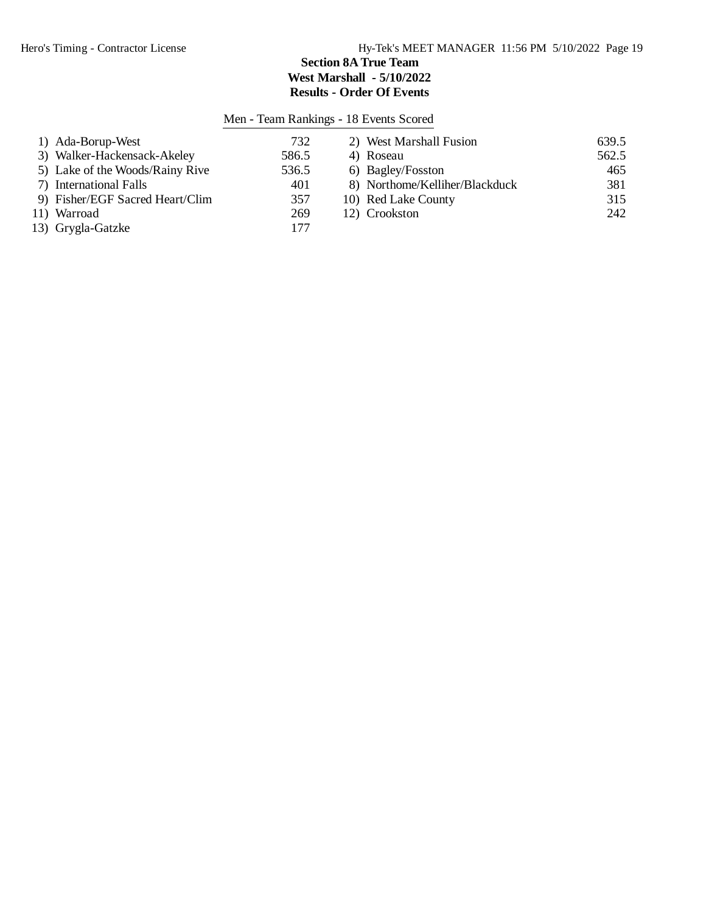**Section 8A True Team**
**West Marshall - 5/10/2022**
**Results - Order Of Events**

Men - Team Rankings - 18 Events Scored

| | | | |
|---|---|---|---|
| 1) Ada-Borup-West | 732 | 2) West Marshall Fusion | 639.5 |
| 3) Walker-Hackensack-Akeley | 586.5 | 4) Roseau | 562.5 |
| 5) Lake of the Woods/Rainy Rive | 536.5 | 6) Bagley/Fosston | 465 |
| 7) International Falls | 401 | 8) Northome/Kelliher/Blackduck | 381 |
| 9) Fisher/EGF Sacred Heart/Clim | 357 | 10) Red Lake County | 315 |
| 11) Warroad | 269 | 12) Crookston | 242 |
| 13) Grygla-Gatzke | 177 | | |